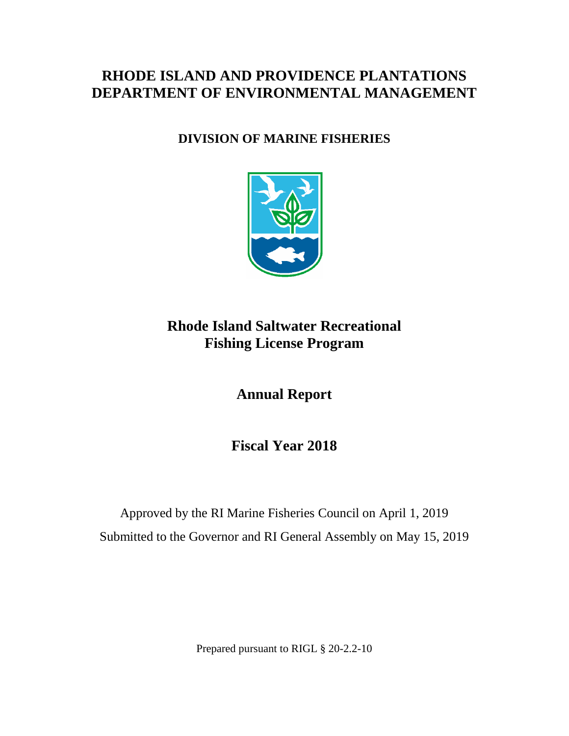# RHODE ISLAND AND PROVIDENCE PLANTATIONS DEPARTMENT OF ENVIRONMENTAL MANAGEMENT

## DIVISION OF MARINE FISHERIES

# Rhode Island Saltwater Recreational Fishing License Program

## Annual Report

## Fiscal Year 2018

Approved by the RI Marine Fisheries Council on April 1, 2019

Submitted to the Governor and RI General Assembly on May 15, 2019

Prepared pursuant to RIGL § 20-2.2-10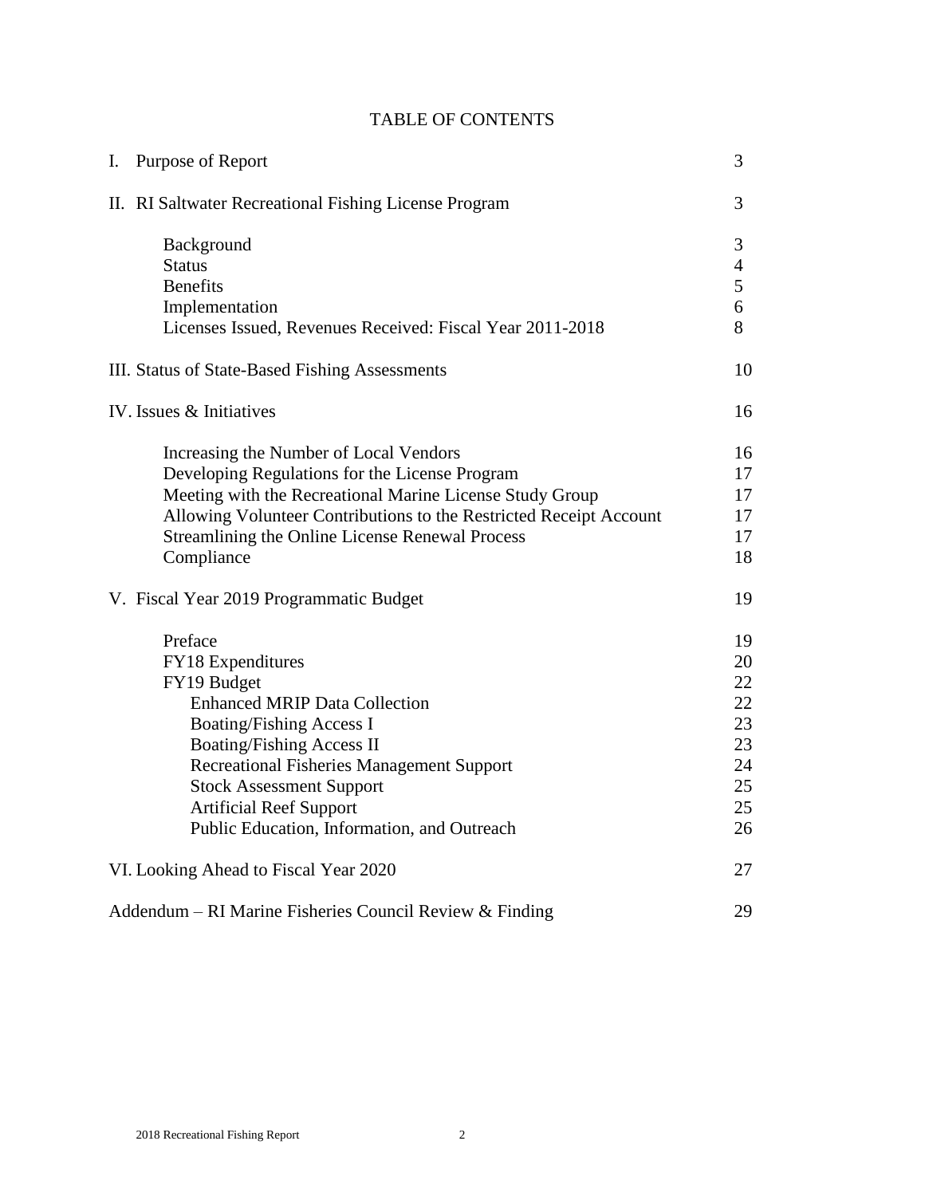# TABLE OF CONTENTS

| | |
|---|---|
| I. Purpose of Report | 3 |
| II. RI Saltwater Recreational Fishing License Program | 3 |
| Background | 3 |
| Status | 4 |
| Benefits | 5 |
| Implementation | 6 |
| Licenses Issued, Revenues Received: Fiscal Year 2011-2018 | 8 |
| III. Status of State-Based Fishing Assessments | 10 |
| IV. Issues & Initiatives | 16 |
| Increasing the Number of Local Vendors | 16 |
| Developing Regulations for the License Program | 17 |
| Meeting with the Recreational Marine License Study Group | 17 |
| Allowing Volunteer Contributions to the Restricted Receipt Account | 17 |
| Streamlining the Online License Renewal Process | 17 |
| Compliance | 18 |
| V. Fiscal Year 2019 Programmatic Budget | 19 |
| Preface | 19 |
| FY18 Expenditures | 20 |
| FY19 Budget | 22 |
| Enhanced MRIP Data Collection | 22 |
| Boating/Fishing Access I | 23 |
| Boating/Fishing Access II | 23 |
| Recreational Fisheries Management Support | 24 |
| Stock Assessment Support | 25 |
| Artificial Reef Support | 25 |
| Public Education, Information, and Outreach | 26 |
| VI. Looking Ahead to Fiscal Year 2020 | 27 |
| Addendum – RI Marine Fisheries Council Review & Finding | 29 |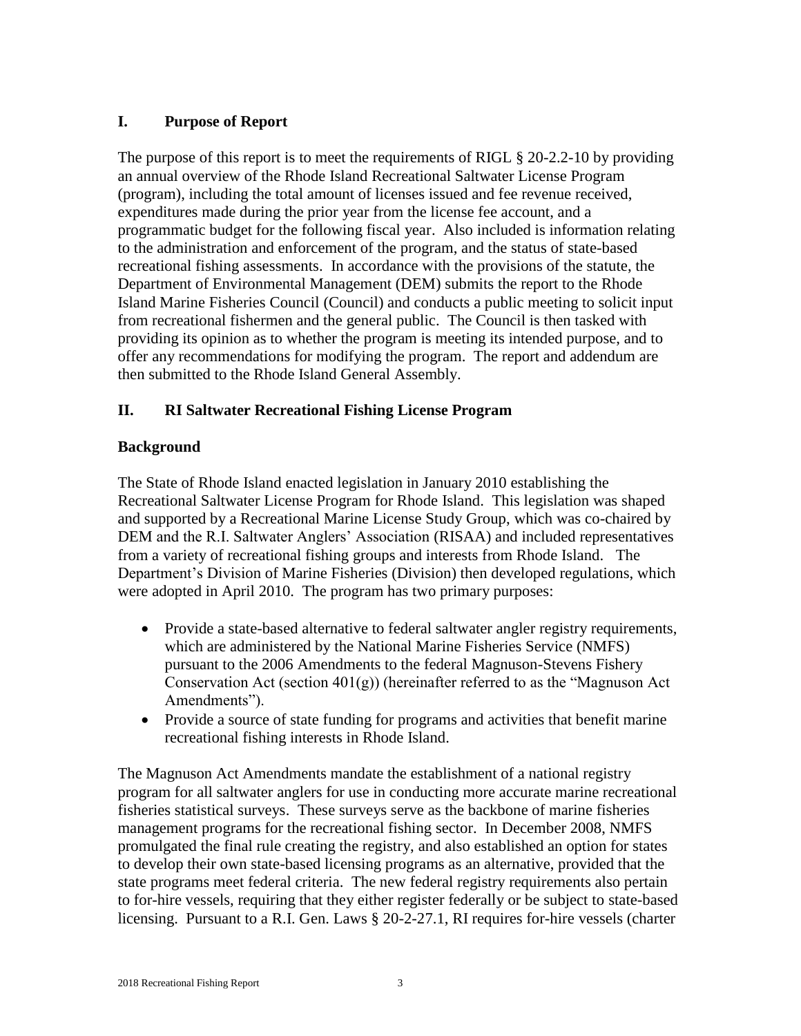## I. Purpose of Report

The purpose of this report is to meet the requirements of RIGL § 20-2.2-10 by providing an annual overview of the Rhode Island Recreational Saltwater License Program (program), including the total amount of licenses issued and fee revenue received, expenditures made during the prior year from the license fee account, and a programmatic budget for the following fiscal year. Also included is information relating to the administration and enforcement of the program, and the status of state-based recreational fishing assessments. In accordance with the provisions of the statute, the Department of Environmental Management (DEM) submits the report to the Rhode Island Marine Fisheries Council (Council) and conducts a public meeting to solicit input from recreational fishermen and the general public. The Council is then tasked with providing its opinion as to whether the program is meeting its intended purpose, and to offer any recommendations for modifying the program. The report and addendum are then submitted to the Rhode Island General Assembly.

## II. RI Saltwater Recreational Fishing License Program

### Background

The State of Rhode Island enacted legislation in January 2010 establishing the Recreational Saltwater License Program for Rhode Island. This legislation was shaped and supported by a Recreational Marine License Study Group, which was co-chaired by DEM and the R.I. Saltwater Anglers' Association (RISAA) and included representatives from a variety of recreational fishing groups and interests from Rhode Island. The Department's Division of Marine Fisheries (Division) then developed regulations, which were adopted in April 2010. The program has two primary purposes:

- Provide a state-based alternative to federal saltwater angler registry requirements, which are administered by the National Marine Fisheries Service (NMFS) pursuant to the 2006 Amendments to the federal Magnuson-Stevens Fishery Conservation Act (section 401(g)) (hereinafter referred to as the "Magnuson Act Amendments").
- Provide a source of state funding for programs and activities that benefit marine recreational fishing interests in Rhode Island.

The Magnuson Act Amendments mandate the establishment of a national registry program for all saltwater anglers for use in conducting more accurate marine recreational fisheries statistical surveys. These surveys serve as the backbone of marine fisheries management programs for the recreational fishing sector. In December 2008, NMFS promulgated the final rule creating the registry, and also established an option for states to develop their own state-based licensing programs as an alternative, provided that the state programs meet federal criteria. The new federal registry requirements also pertain to for-hire vessels, requiring that they either register federally or be subject to state-based licensing. Pursuant to a R.I. Gen. Laws § 20-2-27.1, RI requires for-hire vessels (charter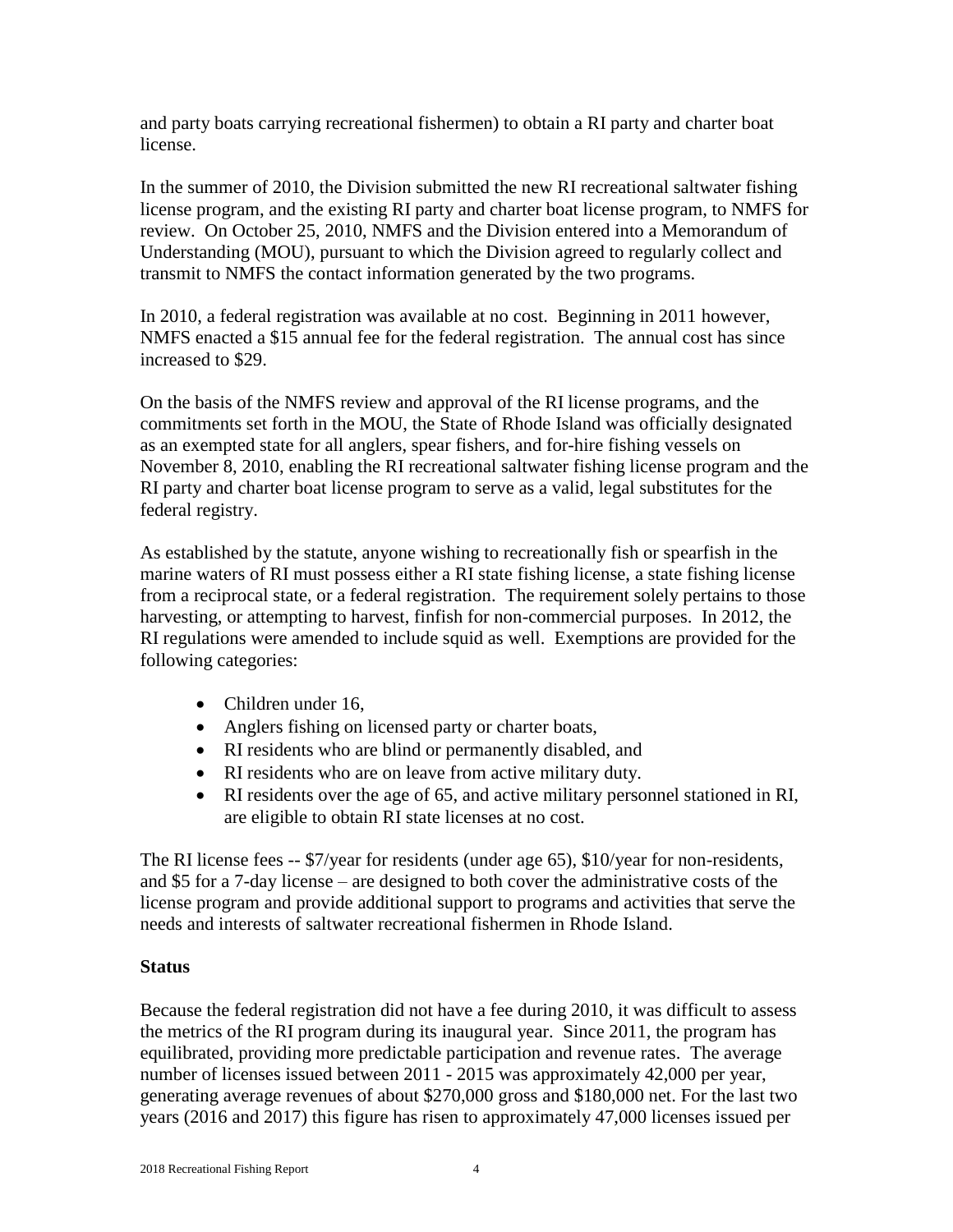and party boats carrying recreational fishermen) to obtain a RI party and charter boat license.

In the summer of 2010, the Division submitted the new RI recreational saltwater fishing license program, and the existing RI party and charter boat license program, to NMFS for review. On October 25, 2010, NMFS and the Division entered into a Memorandum of Understanding (MOU), pursuant to which the Division agreed to regularly collect and transmit to NMFS the contact information generated by the two programs.

In 2010, a federal registration was available at no cost. Beginning in 2011 however, NMFS enacted a $15 annual fee for the federal registration. The annual cost has since increased to $29.

On the basis of the NMFS review and approval of the RI license programs, and the commitments set forth in the MOU, the State of Rhode Island was officially designated as an exempted state for all anglers, spear fishers, and for-hire fishing vessels on November 8, 2010, enabling the RI recreational saltwater fishing license program and the RI party and charter boat license program to serve as a valid, legal substitutes for the federal registry.

As established by the statute, anyone wishing to recreationally fish or spearfish in the marine waters of RI must possess either a RI state fishing license, a state fishing license from a reciprocal state, or a federal registration. The requirement solely pertains to those harvesting, or attempting to harvest, finfish for non-commercial purposes. In 2012, the RI regulations were amended to include squid as well. Exemptions are provided for the following categories:

- Children under 16,
- Anglers fishing on licensed party or charter boats,
- RI residents who are blind or permanently disabled, and
- RI residents who are on leave from active military duty.
- RI residents over the age of 65, and active military personnel stationed in RI, are eligible to obtain RI state licenses at no cost.

The RI license fees -- $7/year for residents (under age 65), $10/year for non-residents, and $5 for a 7-day license – are designed to both cover the administrative costs of the license program and provide additional support to programs and activities that serve the needs and interests of saltwater recreational fishermen in Rhode Island.

**Status**

Because the federal registration did not have a fee during 2010, it was difficult to assess the metrics of the RI program during its inaugural year. Since 2011, the program has equilibrated, providing more predictable participation and revenue rates. The average number of licenses issued between 2011 - 2015 was approximately 42,000 per year, generating average revenues of about $270,000 gross and $180,000 net. For the last two years (2016 and 2017) this figure has risen to approximately 47,000 licenses issued per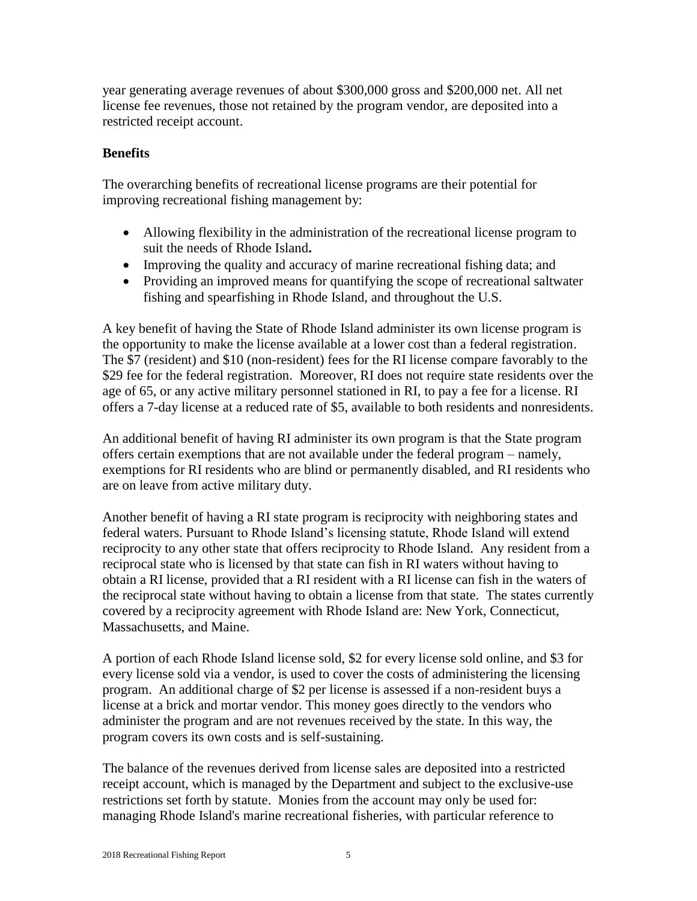year generating average revenues of about $300,000 gross and $200,000 net. All net license fee revenues, those not retained by the program vendor, are deposited into a restricted receipt account.

**Benefits**

The overarching benefits of recreational license programs are their potential for improving recreational fishing management by:

- Allowing flexibility in the administration of the recreational license program to suit the needs of Rhode Island**.**
- Improving the quality and accuracy of marine recreational fishing data; and
- Providing an improved means for quantifying the scope of recreational saltwater fishing and spearfishing in Rhode Island, and throughout the U.S.

A key benefit of having the State of Rhode Island administer its own license program is the opportunity to make the license available at a lower cost than a federal registration. The $7 (resident) and $10 (non-resident) fees for the RI license compare favorably to the $29 fee for the federal registration. Moreover, RI does not require state residents over the age of 65, or any active military personnel stationed in RI, to pay a fee for a license. RI offers a 7-day license at a reduced rate of $5, available to both residents and nonresidents.

An additional benefit of having RI administer its own program is that the State program offers certain exemptions that are not available under the federal program – namely, exemptions for RI residents who are blind or permanently disabled, and RI residents who are on leave from active military duty.

Another benefit of having a RI state program is reciprocity with neighboring states and federal waters. Pursuant to Rhode Island's licensing statute, Rhode Island will extend reciprocity to any other state that offers reciprocity to Rhode Island. Any resident from a reciprocal state who is licensed by that state can fish in RI waters without having to obtain a RI license, provided that a RI resident with a RI license can fish in the waters of the reciprocal state without having to obtain a license from that state. The states currently covered by a reciprocity agreement with Rhode Island are: New York, Connecticut, Massachusetts, and Maine.

A portion of each Rhode Island license sold, $2 for every license sold online, and $3 for every license sold via a vendor, is used to cover the costs of administering the licensing program. An additional charge of $2 per license is assessed if a non-resident buys a license at a brick and mortar vendor. This money goes directly to the vendors who administer the program and are not revenues received by the state. In this way, the program covers its own costs and is self-sustaining.

The balance of the revenues derived from license sales are deposited into a restricted receipt account, which is managed by the Department and subject to the exclusive-use restrictions set forth by statute. Monies from the account may only be used for: managing Rhode Island's marine recreational fisheries, with particular reference to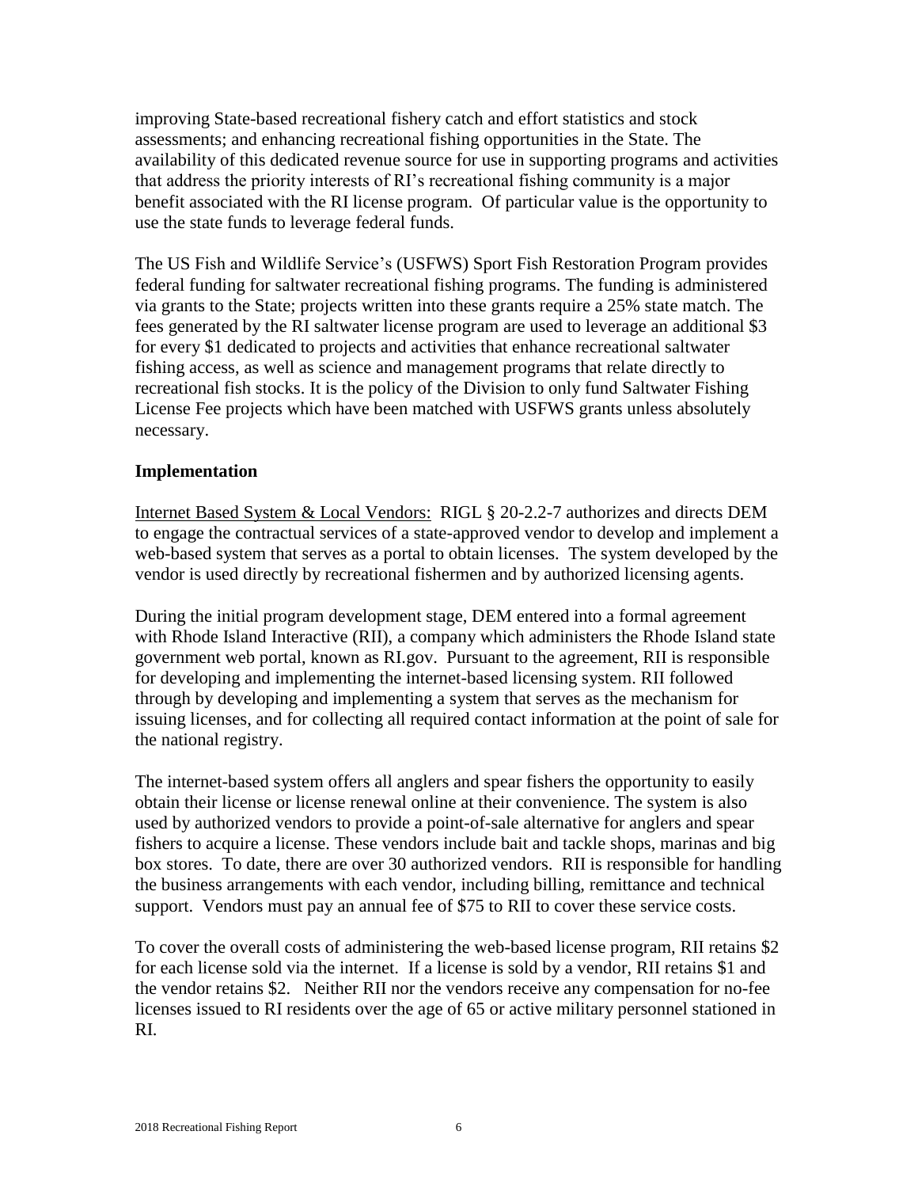improving State-based recreational fishery catch and effort statistics and stock assessments; and enhancing recreational fishing opportunities in the State. The availability of this dedicated revenue source for use in supporting programs and activities that address the priority interests of RI's recreational fishing community is a major benefit associated with the RI license program. Of particular value is the opportunity to use the state funds to leverage federal funds.

The US Fish and Wildlife Service's (USFWS) Sport Fish Restoration Program provides federal funding for saltwater recreational fishing programs. The funding is administered via grants to the State; projects written into these grants require a 25% state match. The fees generated by the RI saltwater license program are used to leverage an additional $3 for every $1 dedicated to projects and activities that enhance recreational saltwater fishing access, as well as science and management programs that relate directly to recreational fish stocks. It is the policy of the Division to only fund Saltwater Fishing License Fee projects which have been matched with USFWS grants unless absolutely necessary.

### Implementation

Internet Based System & Local Vendors: RIGL § 20-2.2-7 authorizes and directs DEM to engage the contractual services of a state-approved vendor to develop and implement a web-based system that serves as a portal to obtain licenses. The system developed by the vendor is used directly by recreational fishermen and by authorized licensing agents.

During the initial program development stage, DEM entered into a formal agreement with Rhode Island Interactive (RII), a company which administers the Rhode Island state government web portal, known as RI.gov. Pursuant to the agreement, RII is responsible for developing and implementing the internet-based licensing system. RII followed through by developing and implementing a system that serves as the mechanism for issuing licenses, and for collecting all required contact information at the point of sale for the national registry.

The internet-based system offers all anglers and spear fishers the opportunity to easily obtain their license or license renewal online at their convenience. The system is also used by authorized vendors to provide a point-of-sale alternative for anglers and spear fishers to acquire a license. These vendors include bait and tackle shops, marinas and big box stores. To date, there are over 30 authorized vendors. RII is responsible for handling the business arrangements with each vendor, including billing, remittance and technical support. Vendors must pay an annual fee of $75 to RII to cover these service costs.

To cover the overall costs of administering the web-based license program, RII retains $2 for each license sold via the internet. If a license is sold by a vendor, RII retains $1 and the vendor retains $2. Neither RII nor the vendors receive any compensation for no-fee licenses issued to RI residents over the age of 65 or active military personnel stationed in RI.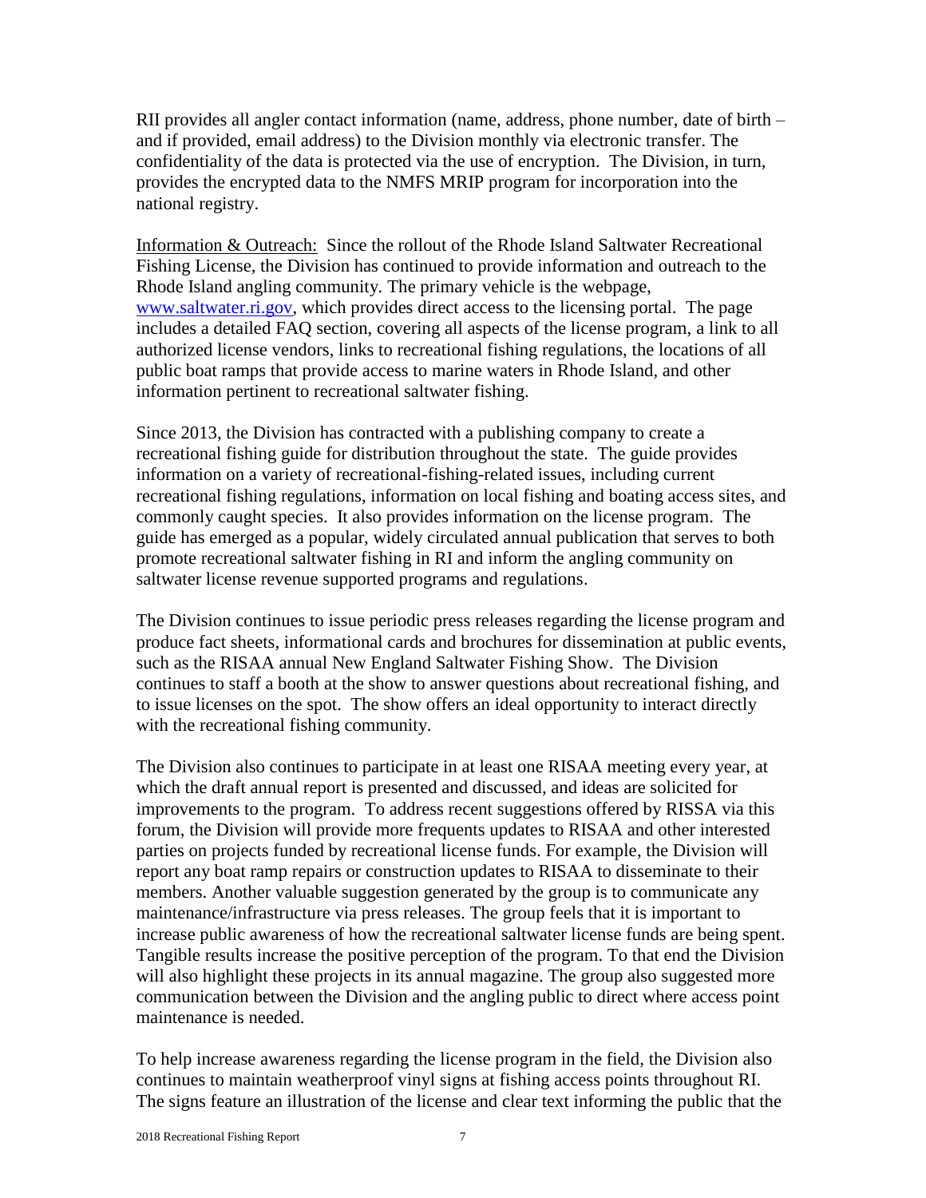RII provides all angler contact information (name, address, phone number, date of birth – and if provided, email address) to the Division monthly via electronic transfer. The confidentiality of the data is protected via the use of encryption. The Division, in turn, provides the encrypted data to the NMFS MRIP program for incorporation into the national registry.

Information & Outreach: Since the rollout of the Rhode Island Saltwater Recreational Fishing License, the Division has continued to provide information and outreach to the Rhode Island angling community. The primary vehicle is the webpage, www.saltwater.ri.gov, which provides direct access to the licensing portal. The page includes a detailed FAQ section, covering all aspects of the license program, a link to all authorized license vendors, links to recreational fishing regulations, the locations of all public boat ramps that provide access to marine waters in Rhode Island, and other information pertinent to recreational saltwater fishing.

Since 2013, the Division has contracted with a publishing company to create a recreational fishing guide for distribution throughout the state. The guide provides information on a variety of recreational-fishing-related issues, including current recreational fishing regulations, information on local fishing and boating access sites, and commonly caught species. It also provides information on the license program. The guide has emerged as a popular, widely circulated annual publication that serves to both promote recreational saltwater fishing in RI and inform the angling community on saltwater license revenue supported programs and regulations.

The Division continues to issue periodic press releases regarding the license program and produce fact sheets, informational cards and brochures for dissemination at public events, such as the RISAA annual New England Saltwater Fishing Show. The Division continues to staff a booth at the show to answer questions about recreational fishing, and to issue licenses on the spot. The show offers an ideal opportunity to interact directly with the recreational fishing community.

The Division also continues to participate in at least one RISAA meeting every year, at which the draft annual report is presented and discussed, and ideas are solicited for improvements to the program. To address recent suggestions offered by RISSA via this forum, the Division will provide more frequents updates to RISAA and other interested parties on projects funded by recreational license funds. For example, the Division will report any boat ramp repairs or construction updates to RISAA to disseminate to their members. Another valuable suggestion generated by the group is to communicate any maintenance/infrastructure via press releases. The group feels that it is important to increase public awareness of how the recreational saltwater license funds are being spent. Tangible results increase the positive perception of the program. To that end the Division will also highlight these projects in its annual magazine. The group also suggested more communication between the Division and the angling public to direct where access point maintenance is needed.

To help increase awareness regarding the license program in the field, the Division also continues to maintain weatherproof vinyl signs at fishing access points throughout RI. The signs feature an illustration of the license and clear text informing the public that the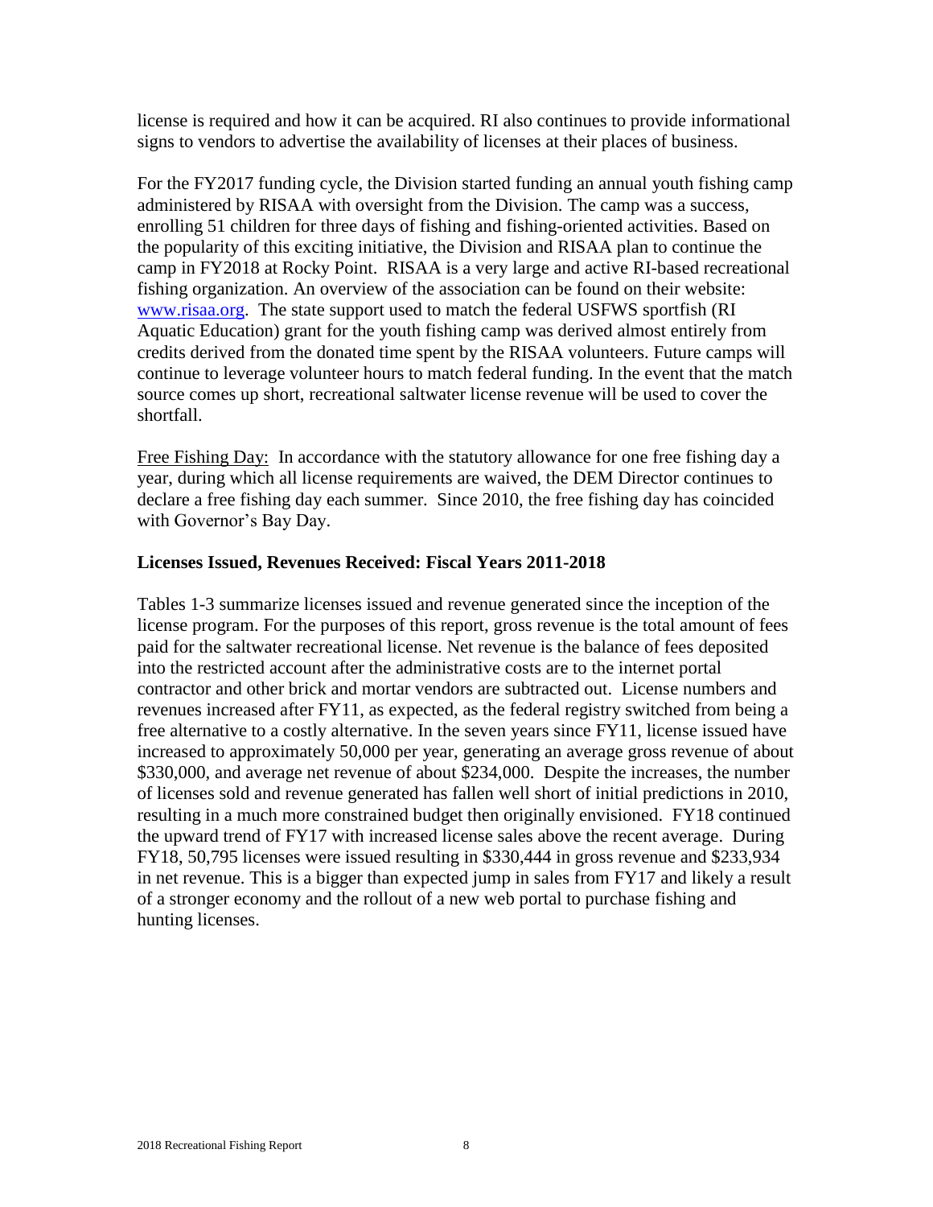license is required and how it can be acquired. RI also continues to provide informational signs to vendors to advertise the availability of licenses at their places of business.

For the FY2017 funding cycle, the Division started funding an annual youth fishing camp administered by RISAA with oversight from the Division. The camp was a success, enrolling 51 children for three days of fishing and fishing-oriented activities. Based on the popularity of this exciting initiative, the Division and RISAA plan to continue the camp in FY2018 at Rocky Point. RISAA is a very large and active RI-based recreational fishing organization. An overview of the association can be found on their website: [www.risaa.org](http://www.risaa.org). The state support used to match the federal USFWS sportfish (RI Aquatic Education) grant for the youth fishing camp was derived almost entirely from credits derived from the donated time spent by the RISAA volunteers. Future camps will continue to leverage volunteer hours to match federal funding. In the event that the match source comes up short, recreational saltwater license revenue will be used to cover the shortfall.

<u>Free Fishing Day:</u> In accordance with the statutory allowance for one free fishing day a year, during which all license requirements are waived, the DEM Director continues to declare a free fishing day each summer. Since 2010, the free fishing day has coincided with Governor's Bay Day.

**Licenses Issued, Revenues Received: Fiscal Years 2011-2018**

Tables 1-3 summarize licenses issued and revenue generated since the inception of the license program. For the purposes of this report, gross revenue is the total amount of fees paid for the saltwater recreational license. Net revenue is the balance of fees deposited into the restricted account after the administrative costs are to the internet portal contractor and other brick and mortar vendors are subtracted out. License numbers and revenues increased after FY11, as expected, as the federal registry switched from being a free alternative to a costly alternative. In the seven years since FY11, license issued have increased to approximately 50,000 per year, generating an average gross revenue of about \$330,000, and average net revenue of about \$234,000. Despite the increases, the number of licenses sold and revenue generated has fallen well short of initial predictions in 2010, resulting in a much more constrained budget then originally envisioned. FY18 continued the upward trend of FY17 with increased license sales above the recent average. During FY18, 50,795 licenses were issued resulting in \$330,444 in gross revenue and \$233,934 in net revenue. This is a bigger than expected jump in sales from FY17 and likely a result of a stronger economy and the rollout of a new web portal to purchase fishing and hunting licenses.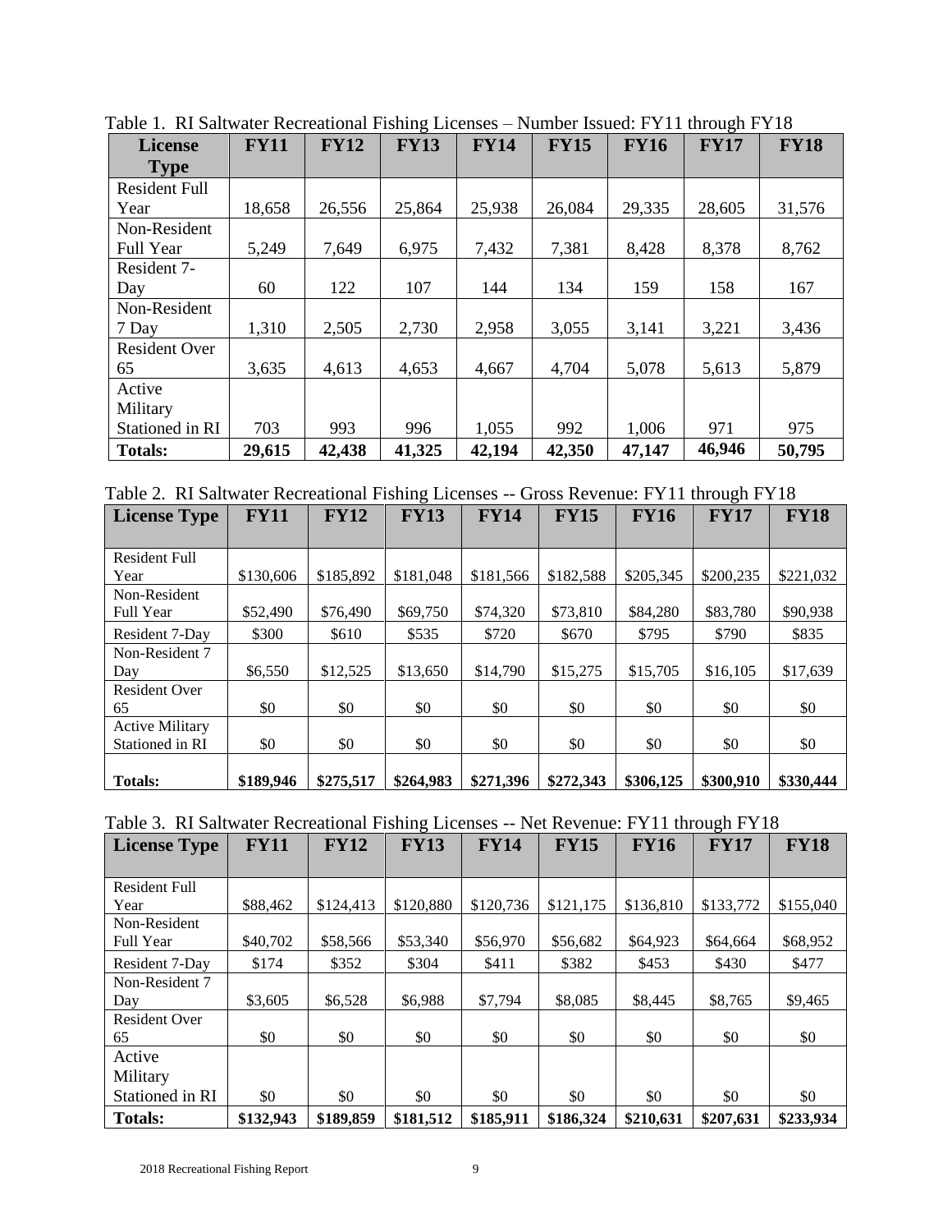Table 1. RI Saltwater Recreational Fishing Licenses – Number Issued: FY11 through FY18

| License Type | FY11 | FY12 | FY13 | FY14 | FY15 | FY16 | FY17 | FY18 |
|---|---|---|---|---|---|---|---|---|
| Resident Full Year | 18,658 | 26,556 | 25,864 | 25,938 | 26,084 | 29,335 | 28,605 | 31,576 |
| Non-Resident Full Year | 5,249 | 7,649 | 6,975 | 7,432 | 7,381 | 8,428 | 8,378 | 8,762 |
| Resident 7-Day | 60 | 122 | 107 | 144 | 134 | 159 | 158 | 167 |
| Non-Resident 7 Day | 1,310 | 2,505 | 2,730 | 2,958 | 3,055 | 3,141 | 3,221 | 3,436 |
| Resident Over 65 | 3,635 | 4,613 | 4,653 | 4,667 | 4,704 | 5,078 | 5,613 | 5,879 |
| Active Military Stationed in RI | 703 | 993 | 996 | 1,055 | 992 | 1,006 | 971 | 975 |
| **Totals:** | **29,615** | **42,438** | **41,325** | **42,194** | **42,350** | **47,147** | **46,946** | **50,795** |

Table 2. RI Saltwater Recreational Fishing Licenses -- Gross Revenue: FY11 through FY18

| License Type | FY11 | FY12 | FY13 | FY14 | FY15 | FY16 | FY17 | FY18 |
|---|---|---|---|---|---|---|---|---|
| Resident Full Year | $130,606 | $185,892 | $181,048 | $181,566 | $182,588 | $205,345 | $200,235 | $221,032 |
| Non-Resident Full Year | $52,490 | $76,490 | $69,750 | $74,320 | $73,810 | $84,280 | $83,780 | $90,938 |
| Resident 7-Day | $300 | $610 | $535 | $720 | $670 | $795 | $790 | $835 |
| Non-Resident 7 Day | $6,550 | $12,525 | $13,650 | $14,790 | $15,275 | $15,705 | $16,105 | $17,639 |
| Resident Over 65 | $0 | $0 | $0 | $0 | $0 | $0 | $0 | $0 |
| Active Military Stationed in RI | $0 | $0 | $0 | $0 | $0 | $0 | $0 | $0 |
| **Totals:** | **$189,946** | **$275,517** | **$264,983** | **$271,396** | **$272,343** | **$306,125** | **$300,910** | **$330,444** |

Table 3. RI Saltwater Recreational Fishing Licenses -- Net Revenue: FY11 through FY18

| License Type | FY11 | FY12 | FY13 | FY14 | FY15 | FY16 | FY17 | FY18 |
|---|---|---|---|---|---|---|---|---|
| Resident Full Year | $88,462 | $124,413 | $120,880 | $120,736 | $121,175 | $136,810 | $133,772 | $155,040 |
| Non-Resident Full Year | $40,702 | $58,566 | $53,340 | $56,970 | $56,682 | $64,923 | $64,664 | $68,952 |
| Resident 7-Day | $174 | $352 | $304 | $411 | $382 | $453 | $430 | $477 |
| Non-Resident 7 Day | $3,605 | $6,528 | $6,988 | $7,794 | $8,085 | $8,445 | $8,765 | $9,465 |
| Resident Over 65 | $0 | $0 | $0 | $0 | $0 | $0 | $0 | $0 |
| Active Military Stationed in RI | $0 | $0 | $0 | $0 | $0 | $0 | $0 | $0 |
| **Totals:** | **$132,943** | **$189,859** | **$181,512** | **$185,911** | **$186,324** | **$210,631** | **$207,631** | **$233,934** |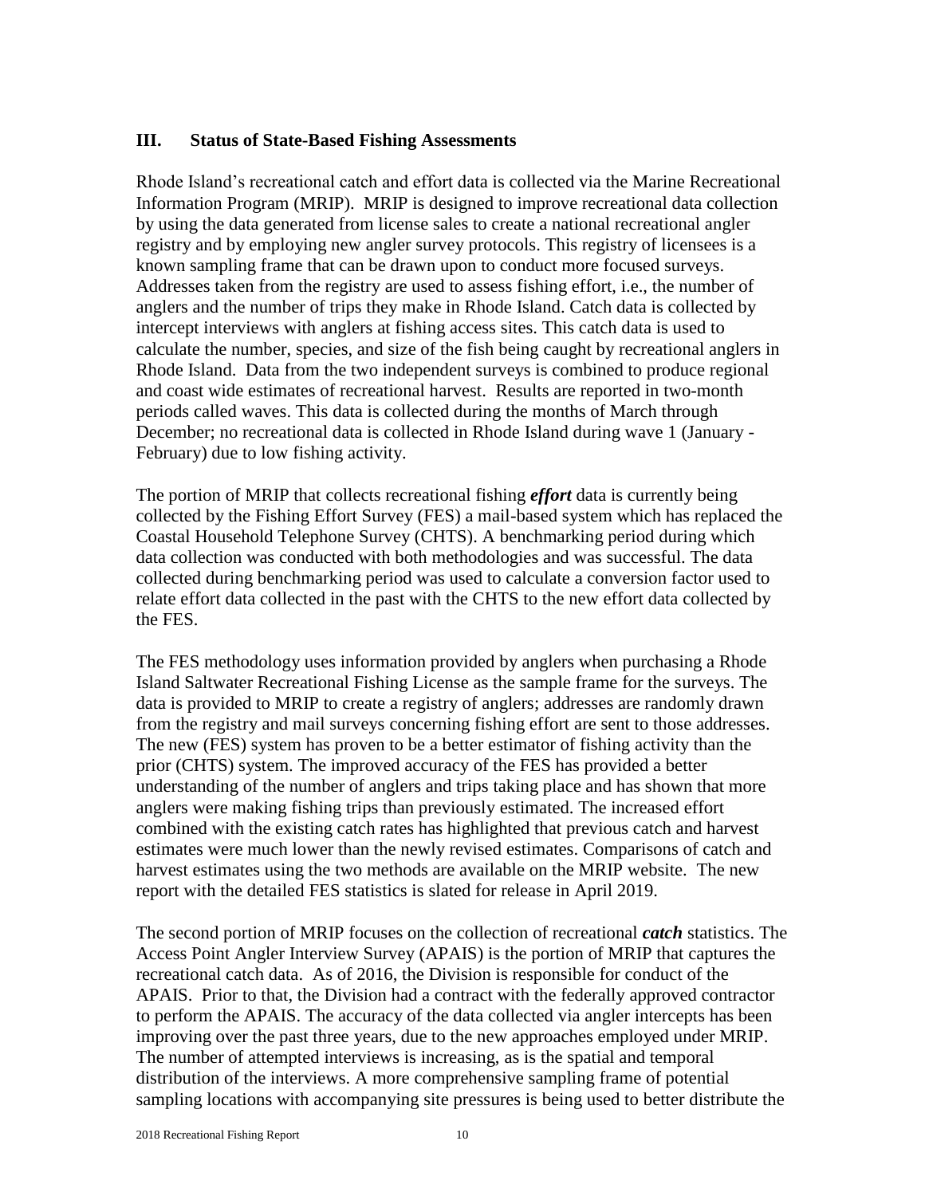## III. Status of State-Based Fishing Assessments

Rhode Island's recreational catch and effort data is collected via the Marine Recreational Information Program (MRIP). MRIP is designed to improve recreational data collection by using the data generated from license sales to create a national recreational angler registry and by employing new angler survey protocols. This registry of licensees is a known sampling frame that can be drawn upon to conduct more focused surveys. Addresses taken from the registry are used to assess fishing effort, i.e., the number of anglers and the number of trips they make in Rhode Island. Catch data is collected by intercept interviews with anglers at fishing access sites. This catch data is used to calculate the number, species, and size of the fish being caught by recreational anglers in Rhode Island. Data from the two independent surveys is combined to produce regional and coast wide estimates of recreational harvest. Results are reported in two-month periods called waves. This data is collected during the months of March through December; no recreational data is collected in Rhode Island during wave 1 (January - February) due to low fishing activity.

The portion of MRIP that collects recreational fishing ***effort*** data is currently being collected by the Fishing Effort Survey (FES) a mail-based system which has replaced the Coastal Household Telephone Survey (CHTS). A benchmarking period during which data collection was conducted with both methodologies and was successful. The data collected during benchmarking period was used to calculate a conversion factor used to relate effort data collected in the past with the CHTS to the new effort data collected by the FES.

The FES methodology uses information provided by anglers when purchasing a Rhode Island Saltwater Recreational Fishing License as the sample frame for the surveys. The data is provided to MRIP to create a registry of anglers; addresses are randomly drawn from the registry and mail surveys concerning fishing effort are sent to those addresses. The new (FES) system has proven to be a better estimator of fishing activity than the prior (CHTS) system. The improved accuracy of the FES has provided a better understanding of the number of anglers and trips taking place and has shown that more anglers were making fishing trips than previously estimated. The increased effort combined with the existing catch rates has highlighted that previous catch and harvest estimates were much lower than the newly revised estimates. Comparisons of catch and harvest estimates using the two methods are available on the MRIP website. The new report with the detailed FES statistics is slated for release in April 2019.

The second portion of MRIP focuses on the collection of recreational ***catch*** statistics. The Access Point Angler Interview Survey (APAIS) is the portion of MRIP that captures the recreational catch data. As of 2016, the Division is responsible for conduct of the APAIS. Prior to that, the Division had a contract with the federally approved contractor to perform the APAIS. The accuracy of the data collected via angler intercepts has been improving over the past three years, due to the new approaches employed under MRIP. The number of attempted interviews is increasing, as is the spatial and temporal distribution of the interviews. A more comprehensive sampling frame of potential sampling locations with accompanying site pressures is being used to better distribute the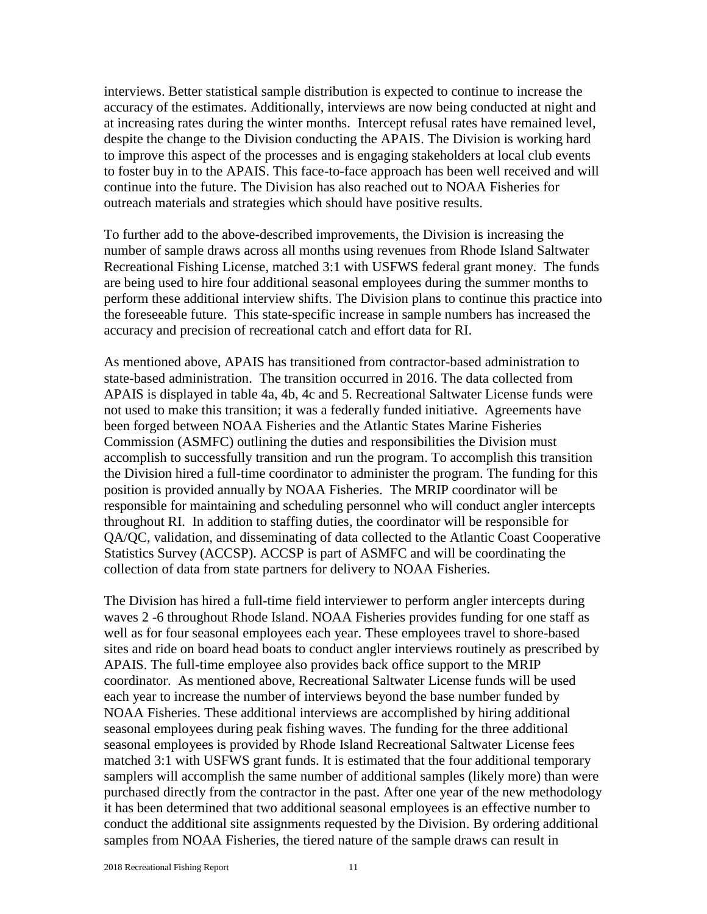interviews. Better statistical sample distribution is expected to continue to increase the accuracy of the estimates. Additionally, interviews are now being conducted at night and at increasing rates during the winter months. Intercept refusal rates have remained level, despite the change to the Division conducting the APAIS. The Division is working hard to improve this aspect of the processes and is engaging stakeholders at local club events to foster buy in to the APAIS. This face-to-face approach has been well received and will continue into the future. The Division has also reached out to NOAA Fisheries for outreach materials and strategies which should have positive results.

To further add to the above-described improvements, the Division is increasing the number of sample draws across all months using revenues from Rhode Island Saltwater Recreational Fishing License, matched 3:1 with USFWS federal grant money. The funds are being used to hire four additional seasonal employees during the summer months to perform these additional interview shifts. The Division plans to continue this practice into the foreseeable future. This state-specific increase in sample numbers has increased the accuracy and precision of recreational catch and effort data for RI.

As mentioned above, APAIS has transitioned from contractor-based administration to state-based administration. The transition occurred in 2016. The data collected from APAIS is displayed in table 4a, 4b, 4c and 5. Recreational Saltwater License funds were not used to make this transition; it was a federally funded initiative. Agreements have been forged between NOAA Fisheries and the Atlantic States Marine Fisheries Commission (ASMFC) outlining the duties and responsibilities the Division must accomplish to successfully transition and run the program. To accomplish this transition the Division hired a full-time coordinator to administer the program. The funding for this position is provided annually by NOAA Fisheries. The MRIP coordinator will be responsible for maintaining and scheduling personnel who will conduct angler intercepts throughout RI. In addition to staffing duties, the coordinator will be responsible for QA/QC, validation, and disseminating of data collected to the Atlantic Coast Cooperative Statistics Survey (ACCSP). ACCSP is part of ASMFC and will be coordinating the collection of data from state partners for delivery to NOAA Fisheries.

The Division has hired a full-time field interviewer to perform angler intercepts during waves 2 -6 throughout Rhode Island. NOAA Fisheries provides funding for one staff as well as for four seasonal employees each year. These employees travel to shore-based sites and ride on board head boats to conduct angler interviews routinely as prescribed by APAIS. The full-time employee also provides back office support to the MRIP coordinator. As mentioned above, Recreational Saltwater License funds will be used each year to increase the number of interviews beyond the base number funded by NOAA Fisheries. These additional interviews are accomplished by hiring additional seasonal employees during peak fishing waves. The funding for the three additional seasonal employees is provided by Rhode Island Recreational Saltwater License fees matched 3:1 with USFWS grant funds. It is estimated that the four additional temporary samplers will accomplish the same number of additional samples (likely more) than were purchased directly from the contractor in the past. After one year of the new methodology it has been determined that two additional seasonal employees is an effective number to conduct the additional site assignments requested by the Division. By ordering additional samples from NOAA Fisheries, the tiered nature of the sample draws can result in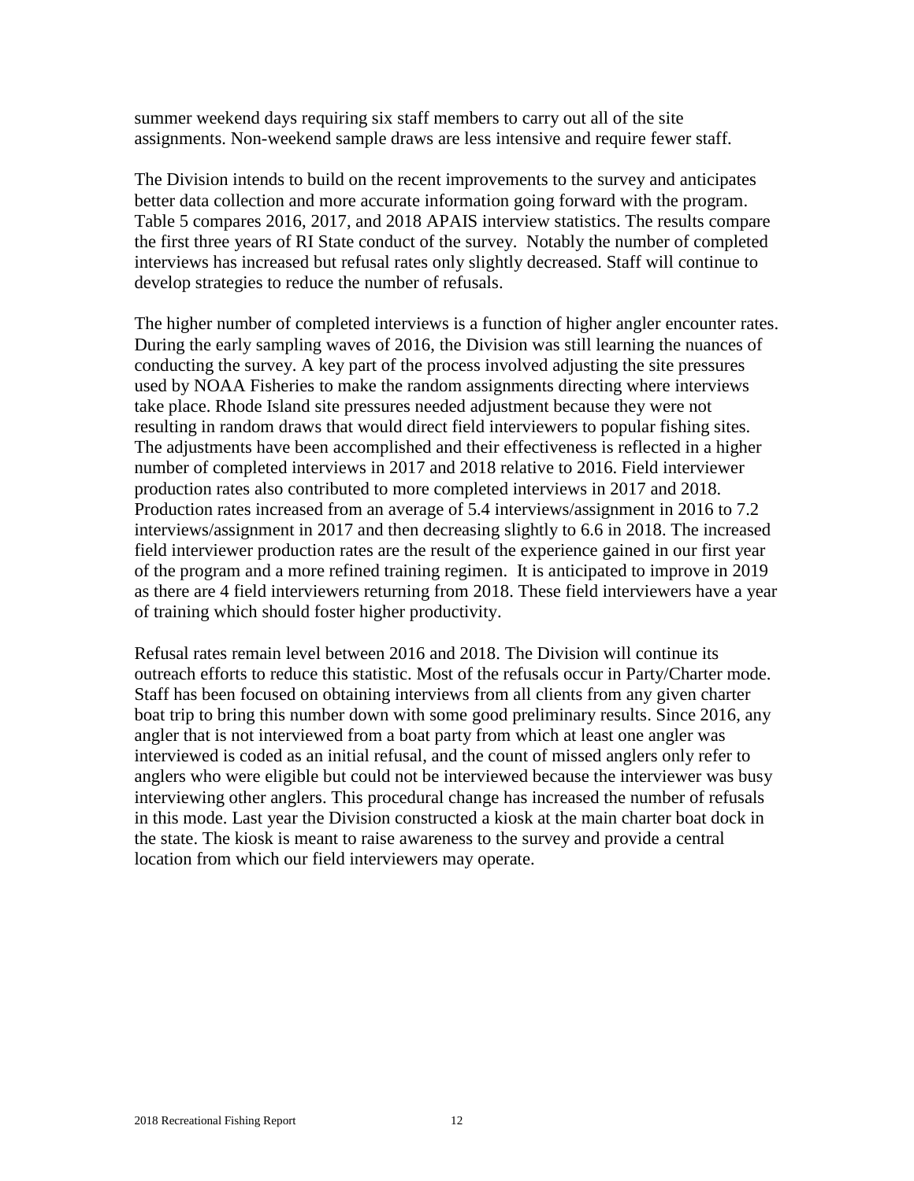summer weekend days requiring six staff members to carry out all of the site assignments. Non-weekend sample draws are less intensive and require fewer staff.

The Division intends to build on the recent improvements to the survey and anticipates better data collection and more accurate information going forward with the program. Table 5 compares 2016, 2017, and 2018 APAIS interview statistics. The results compare the first three years of RI State conduct of the survey. Notably the number of completed interviews has increased but refusal rates only slightly decreased. Staff will continue to develop strategies to reduce the number of refusals.

The higher number of completed interviews is a function of higher angler encounter rates. During the early sampling waves of 2016, the Division was still learning the nuances of conducting the survey. A key part of the process involved adjusting the site pressures used by NOAA Fisheries to make the random assignments directing where interviews take place. Rhode Island site pressures needed adjustment because they were not resulting in random draws that would direct field interviewers to popular fishing sites. The adjustments have been accomplished and their effectiveness is reflected in a higher number of completed interviews in 2017 and 2018 relative to 2016. Field interviewer production rates also contributed to more completed interviews in 2017 and 2018. Production rates increased from an average of 5.4 interviews/assignment in 2016 to 7.2 interviews/assignment in 2017 and then decreasing slightly to 6.6 in 2018. The increased field interviewer production rates are the result of the experience gained in our first year of the program and a more refined training regimen. It is anticipated to improve in 2019 as there are 4 field interviewers returning from 2018. These field interviewers have a year of training which should foster higher productivity.

Refusal rates remain level between 2016 and 2018. The Division will continue its outreach efforts to reduce this statistic. Most of the refusals occur in Party/Charter mode. Staff has been focused on obtaining interviews from all clients from any given charter boat trip to bring this number down with some good preliminary results. Since 2016, any angler that is not interviewed from a boat party from which at least one angler was interviewed is coded as an initial refusal, and the count of missed anglers only refer to anglers who were eligible but could not be interviewed because the interviewer was busy interviewing other anglers. This procedural change has increased the number of refusals in this mode. Last year the Division constructed a kiosk at the main charter boat dock in the state. The kiosk is meant to raise awareness to the survey and provide a central location from which our field interviewers may operate.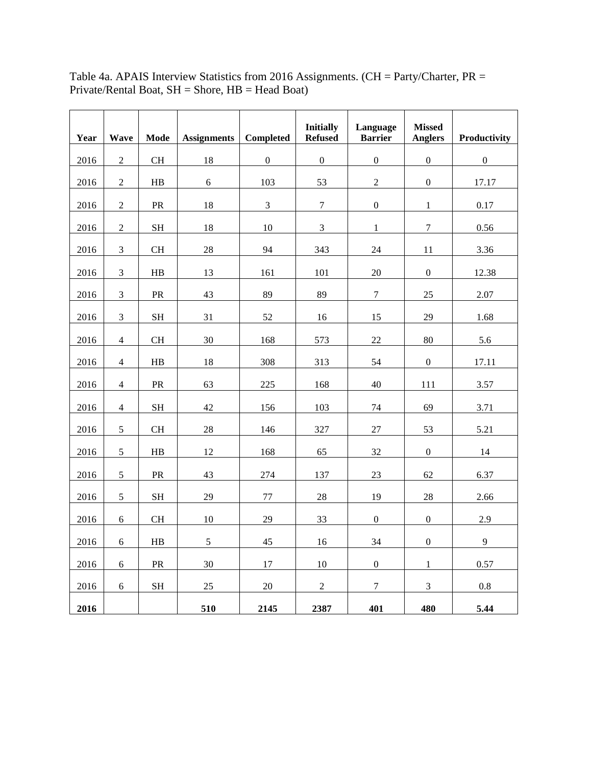Table 4a. APAIS Interview Statistics from 2016 Assignments. (CH = Party/Charter, PR = Private/Rental Boat, SH = Shore, HB = Head Boat)

| Year | Wave | Mode | Assignments | Completed | Initially Refused | Language Barrier | Missed Anglers | Productivity |
|---|---|---|---|---|---|---|---|---|
| 2016 | 2 | CH | 18 | 0 | 0 | 0 | 0 | 0 |
| 2016 | 2 | HB | 6 | 103 | 53 | 2 | 0 | 17.17 |
| 2016 | 2 | PR | 18 | 3 | 7 | 0 | 1 | 0.17 |
| 2016 | 2 | SH | 18 | 10 | 3 | 1 | 7 | 0.56 |
| 2016 | 3 | CH | 28 | 94 | 343 | 24 | 11 | 3.36 |
| 2016 | 3 | HB | 13 | 161 | 101 | 20 | 0 | 12.38 |
| 2016 | 3 | PR | 43 | 89 | 89 | 7 | 25 | 2.07 |
| 2016 | 3 | SH | 31 | 52 | 16 | 15 | 29 | 1.68 |
| 2016 | 4 | CH | 30 | 168 | 573 | 22 | 80 | 5.6 |
| 2016 | 4 | HB | 18 | 308 | 313 | 54 | 0 | 17.11 |
| 2016 | 4 | PR | 63 | 225 | 168 | 40 | 111 | 3.57 |
| 2016 | 4 | SH | 42 | 156 | 103 | 74 | 69 | 3.71 |
| 2016 | 5 | CH | 28 | 146 | 327 | 27 | 53 | 5.21 |
| 2016 | 5 | HB | 12 | 168 | 65 | 32 | 0 | 14 |
| 2016 | 5 | PR | 43 | 274 | 137 | 23 | 62 | 6.37 |
| 2016 | 5 | SH | 29 | 77 | 28 | 19 | 28 | 2.66 |
| 2016 | 6 | CH | 10 | 29 | 33 | 0 | 0 | 2.9 |
| 2016 | 6 | HB | 5 | 45 | 16 | 34 | 0 | 9 |
| 2016 | 6 | PR | 30 | 17 | 10 | 0 | 1 | 0.57 |
| 2016 | 6 | SH | 25 | 20 | 2 | 7 | 3 | 0.8 |
| **2016** | | | **510** | **2145** | **2387** | **401** | **480** | **5.44** |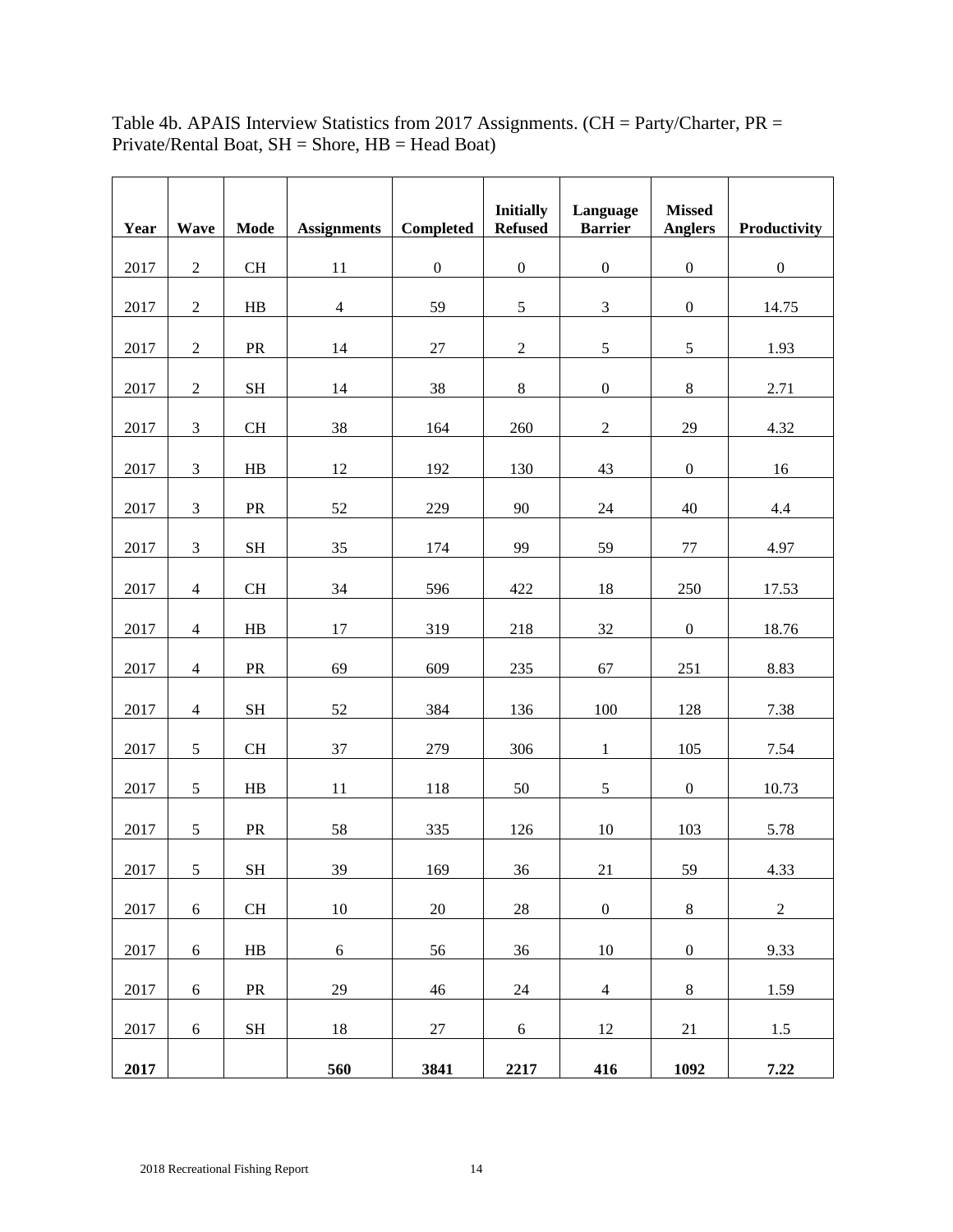Table 4b. APAIS Interview Statistics from 2017 Assignments. (CH = Party/Charter, PR = Private/Rental Boat, SH = Shore, HB = Head Boat)

| Year | Wave | Mode | Assignments | Completed | Initially Refused | Language Barrier | Missed Anglers | Productivity |
|---|---|---|---|---|---|---|---|---|
| 2017 | 2 | CH | 11 | 0 | 0 | 0 | 0 | 0 |
| 2017 | 2 | HB | 4 | 59 | 5 | 3 | 0 | 14.75 |
| 2017 | 2 | PR | 14 | 27 | 2 | 5 | 5 | 1.93 |
| 2017 | 2 | SH | 14 | 38 | 8 | 0 | 8 | 2.71 |
| 2017 | 3 | CH | 38 | 164 | 260 | 2 | 29 | 4.32 |
| 2017 | 3 | HB | 12 | 192 | 130 | 43 | 0 | 16 |
| 2017 | 3 | PR | 52 | 229 | 90 | 24 | 40 | 4.4 |
| 2017 | 3 | SH | 35 | 174 | 99 | 59 | 77 | 4.97 |
| 2017 | 4 | CH | 34 | 596 | 422 | 18 | 250 | 17.53 |
| 2017 | 4 | HB | 17 | 319 | 218 | 32 | 0 | 18.76 |
| 2017 | 4 | PR | 69 | 609 | 235 | 67 | 251 | 8.83 |
| 2017 | 4 | SH | 52 | 384 | 136 | 100 | 128 | 7.38 |
| 2017 | 5 | CH | 37 | 279 | 306 | 1 | 105 | 7.54 |
| 2017 | 5 | HB | 11 | 118 | 50 | 5 | 0 | 10.73 |
| 2017 | 5 | PR | 58 | 335 | 126 | 10 | 103 | 5.78 |
| 2017 | 5 | SH | 39 | 169 | 36 | 21 | 59 | 4.33 |
| 2017 | 6 | CH | 10 | 20 | 28 | 0 | 8 | 2 |
| 2017 | 6 | HB | 6 | 56 | 36 | 10 | 0 | 9.33 |
| 2017 | 6 | PR | 29 | 46 | 24 | 4 | 8 | 1.59 |
| 2017 | 6 | SH | 18 | 27 | 6 | 12 | 21 | 1.5 |
| **2017** | | | **560** | **3841** | **2217** | **416** | **1092** | **7.22** |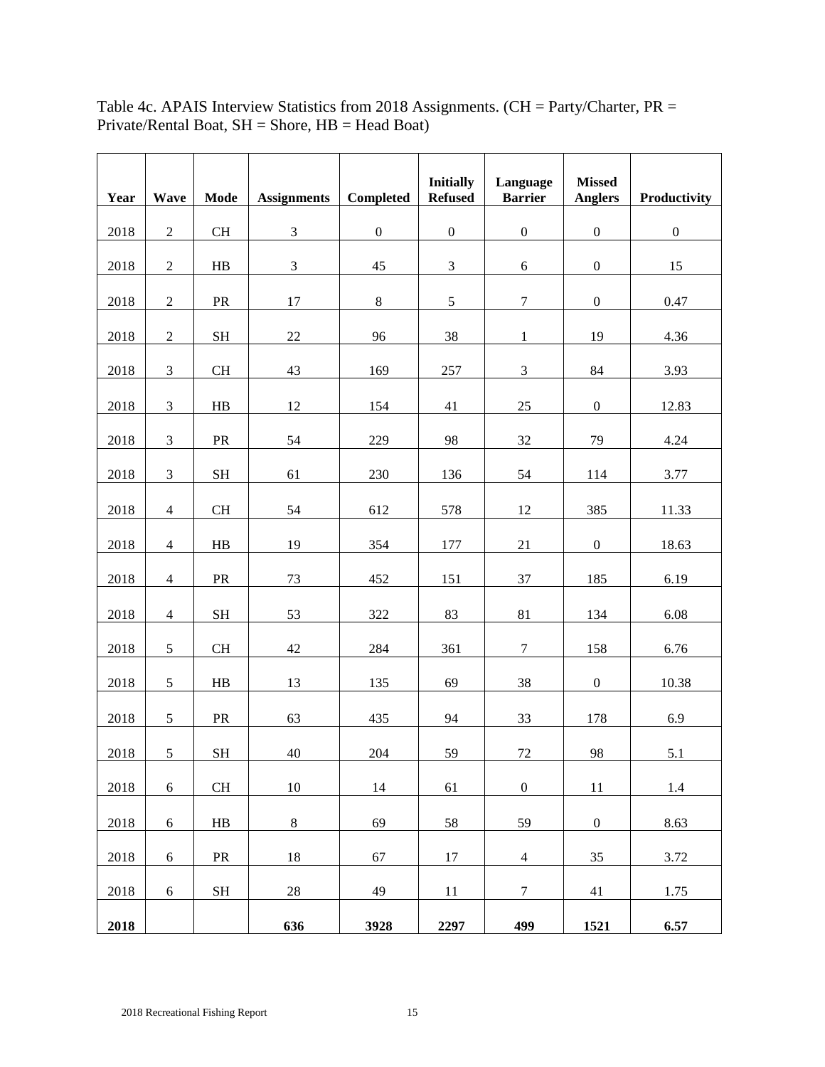Table 4c. APAIS Interview Statistics from 2018 Assignments. (CH = Party/Charter, PR = Private/Rental Boat, SH = Shore, HB = Head Boat)

| Year | Wave | Mode | Assignments | Completed | Initially Refused | Language Barrier | Missed Anglers | Productivity |
|---|---|---|---|---|---|---|---|---|
| 2018 | 2 | CH | 3 | 0 | 0 | 0 | 0 | 0 |
| 2018 | 2 | HB | 3 | 45 | 3 | 6 | 0 | 15 |
| 2018 | 2 | PR | 17 | 8 | 5 | 7 | 0 | 0.47 |
| 2018 | 2 | SH | 22 | 96 | 38 | 1 | 19 | 4.36 |
| 2018 | 3 | CH | 43 | 169 | 257 | 3 | 84 | 3.93 |
| 2018 | 3 | HB | 12 | 154 | 41 | 25 | 0 | 12.83 |
| 2018 | 3 | PR | 54 | 229 | 98 | 32 | 79 | 4.24 |
| 2018 | 3 | SH | 61 | 230 | 136 | 54 | 114 | 3.77 |
| 2018 | 4 | CH | 54 | 612 | 578 | 12 | 385 | 11.33 |
| 2018 | 4 | HB | 19 | 354 | 177 | 21 | 0 | 18.63 |
| 2018 | 4 | PR | 73 | 452 | 151 | 37 | 185 | 6.19 |
| 2018 | 4 | SH | 53 | 322 | 83 | 81 | 134 | 6.08 |
| 2018 | 5 | CH | 42 | 284 | 361 | 7 | 158 | 6.76 |
| 2018 | 5 | HB | 13 | 135 | 69 | 38 | 0 | 10.38 |
| 2018 | 5 | PR | 63 | 435 | 94 | 33 | 178 | 6.9 |
| 2018 | 5 | SH | 40 | 204 | 59 | 72 | 98 | 5.1 |
| 2018 | 6 | CH | 10 | 14 | 61 | 0 | 11 | 1.4 |
| 2018 | 6 | HB | 8 | 69 | 58 | 59 | 0 | 8.63 |
| 2018 | 6 | PR | 18 | 67 | 17 | 4 | 35 | 3.72 |
| 2018 | 6 | SH | 28 | 49 | 11 | 7 | 41 | 1.75 |
| **2018** | | | **636** | **3928** | **2297** | **499** | **1521** | **6.57** |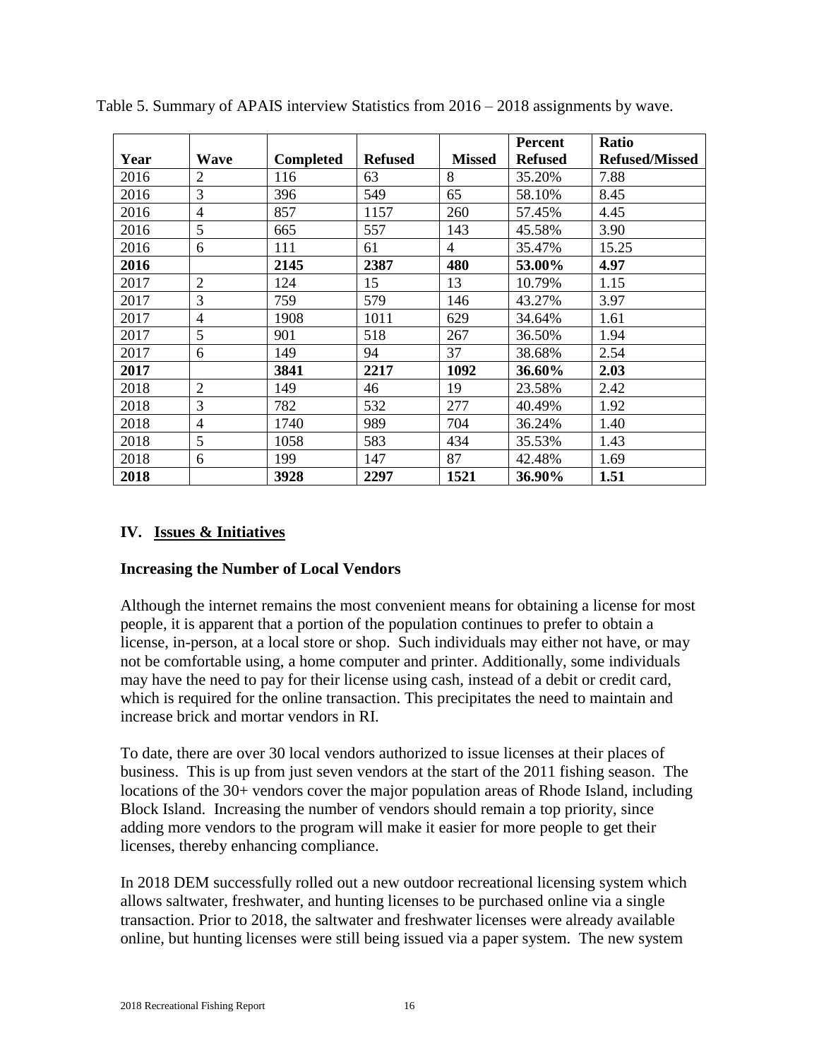Table 5. Summary of APAIS interview Statistics from 2016 – 2018 assignments by wave.

| Year | Wave | Completed | Refused | Missed | Percent Refused | Ratio Refused/Missed |
|---|---|---|---|---|---|---|
| 2016 | 2 | 116 | 63 | 8 | 35.20% | 7.88 |
| 2016 | 3 | 396 | 549 | 65 | 58.10% | 8.45 |
| 2016 | 4 | 857 | 1157 | 260 | 57.45% | 4.45 |
| 2016 | 5 | 665 | 557 | 143 | 45.58% | 3.90 |
| 2016 | 6 | 111 | 61 | 4 | 35.47% | 15.25 |
| **2016** | | **2145** | **2387** | **480** | **53.00%** | **4.97** |
| 2017 | 2 | 124 | 15 | 13 | 10.79% | 1.15 |
| 2017 | 3 | 759 | 579 | 146 | 43.27% | 3.97 |
| 2017 | 4 | 1908 | 1011 | 629 | 34.64% | 1.61 |
| 2017 | 5 | 901 | 518 | 267 | 36.50% | 1.94 |
| 2017 | 6 | 149 | 94 | 37 | 38.68% | 2.54 |
| **2017** | | **3841** | **2217** | **1092** | **36.60%** | **2.03** |
| 2018 | 2 | 149 | 46 | 19 | 23.58% | 2.42 |
| 2018 | 3 | 782 | 532 | 277 | 40.49% | 1.92 |
| 2018 | 4 | 1740 | 989 | 704 | 36.24% | 1.40 |
| 2018 | 5 | 1058 | 583 | 434 | 35.53% | 1.43 |
| 2018 | 6 | 199 | 147 | 87 | 42.48% | 1.69 |
| **2018** | | **3928** | **2297** | **1521** | **36.90%** | **1.51** |

## IV. Issues & Initiatives

### Increasing the Number of Local Vendors

Although the internet remains the most convenient means for obtaining a license for most people, it is apparent that a portion of the population continues to prefer to obtain a license, in-person, at a local store or shop. Such individuals may either not have, or may not be comfortable using, a home computer and printer. Additionally, some individuals may have the need to pay for their license using cash, instead of a debit or credit card, which is required for the online transaction. This precipitates the need to maintain and increase brick and mortar vendors in RI.

To date, there are over 30 local vendors authorized to issue licenses at their places of business. This is up from just seven vendors at the start of the 2011 fishing season. The locations of the 30+ vendors cover the major population areas of Rhode Island, including Block Island. Increasing the number of vendors should remain a top priority, since adding more vendors to the program will make it easier for more people to get their licenses, thereby enhancing compliance.

In 2018 DEM successfully rolled out a new outdoor recreational licensing system which allows saltwater, freshwater, and hunting licenses to be purchased online via a single transaction. Prior to 2018, the saltwater and freshwater licenses were already available online, but hunting licenses were still being issued via a paper system. The new system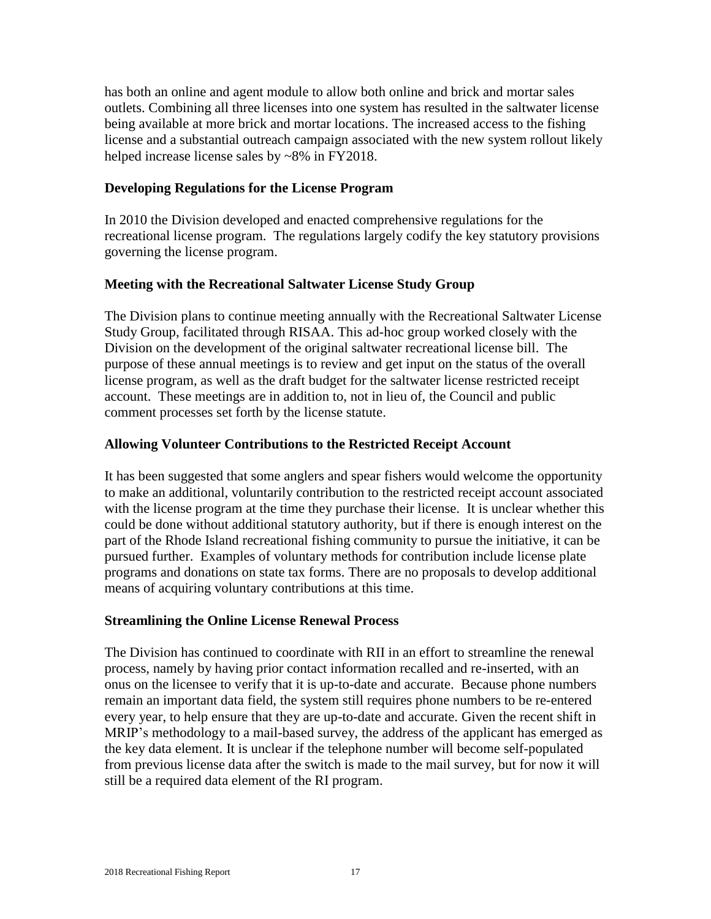has both an online and agent module to allow both online and brick and mortar sales outlets. Combining all three licenses into one system has resulted in the saltwater license being available at more brick and mortar locations. The increased access to the fishing license and a substantial outreach campaign associated with the new system rollout likely helped increase license sales by ~8% in FY2018.

### Developing Regulations for the License Program

In 2010 the Division developed and enacted comprehensive regulations for the recreational license program. The regulations largely codify the key statutory provisions governing the license program.

### Meeting with the Recreational Saltwater License Study Group

The Division plans to continue meeting annually with the Recreational Saltwater License Study Group, facilitated through RISAA. This ad-hoc group worked closely with the Division on the development of the original saltwater recreational license bill. The purpose of these annual meetings is to review and get input on the status of the overall license program, as well as the draft budget for the saltwater license restricted receipt account. These meetings are in addition to, not in lieu of, the Council and public comment processes set forth by the license statute.

### Allowing Volunteer Contributions to the Restricted Receipt Account

It has been suggested that some anglers and spear fishers would welcome the opportunity to make an additional, voluntarily contribution to the restricted receipt account associated with the license program at the time they purchase their license. It is unclear whether this could be done without additional statutory authority, but if there is enough interest on the part of the Rhode Island recreational fishing community to pursue the initiative, it can be pursued further. Examples of voluntary methods for contribution include license plate programs and donations on state tax forms. There are no proposals to develop additional means of acquiring voluntary contributions at this time.

### Streamlining the Online License Renewal Process

The Division has continued to coordinate with RII in an effort to streamline the renewal process, namely by having prior contact information recalled and re-inserted, with an onus on the licensee to verify that it is up-to-date and accurate. Because phone numbers remain an important data field, the system still requires phone numbers to be re-entered every year, to help ensure that they are up-to-date and accurate. Given the recent shift in MRIP's methodology to a mail-based survey, the address of the applicant has emerged as the key data element. It is unclear if the telephone number will become self-populated from previous license data after the switch is made to the mail survey, but for now it will still be a required data element of the RI program.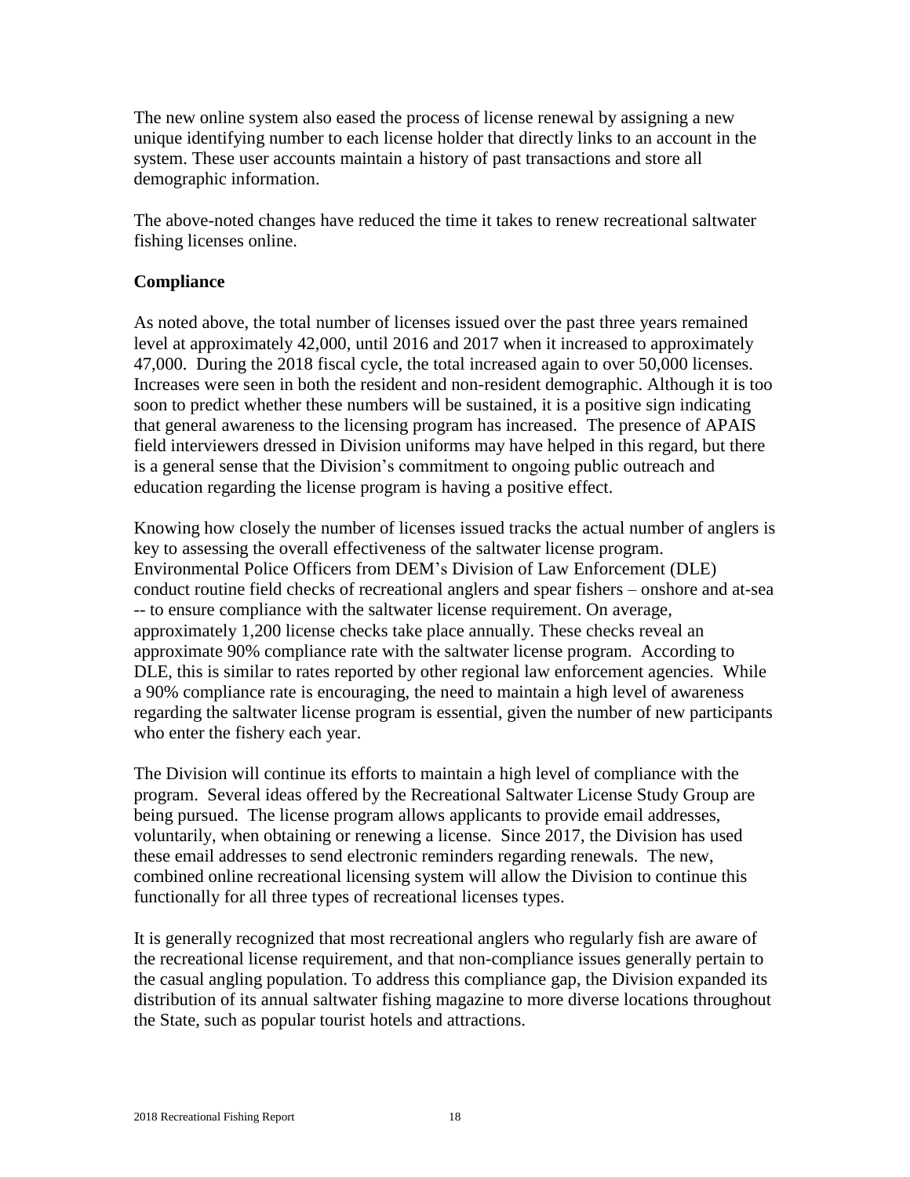The new online system also eased the process of license renewal by assigning a new unique identifying number to each license holder that directly links to an account in the system. These user accounts maintain a history of past transactions and store all demographic information.

The above-noted changes have reduced the time it takes to renew recreational saltwater fishing licenses online.

**Compliance**

As noted above, the total number of licenses issued over the past three years remained level at approximately 42,000, until 2016 and 2017 when it increased to approximately 47,000. During the 2018 fiscal cycle, the total increased again to over 50,000 licenses. Increases were seen in both the resident and non-resident demographic. Although it is too soon to predict whether these numbers will be sustained, it is a positive sign indicating that general awareness to the licensing program has increased. The presence of APAIS field interviewers dressed in Division uniforms may have helped in this regard, but there is a general sense that the Division's commitment to ongoing public outreach and education regarding the license program is having a positive effect.

Knowing how closely the number of licenses issued tracks the actual number of anglers is key to assessing the overall effectiveness of the saltwater license program. Environmental Police Officers from DEM's Division of Law Enforcement (DLE) conduct routine field checks of recreational anglers and spear fishers – onshore and at-sea -- to ensure compliance with the saltwater license requirement. On average, approximately 1,200 license checks take place annually. These checks reveal an approximate 90% compliance rate with the saltwater license program. According to DLE, this is similar to rates reported by other regional law enforcement agencies. While a 90% compliance rate is encouraging, the need to maintain a high level of awareness regarding the saltwater license program is essential, given the number of new participants who enter the fishery each year.

The Division will continue its efforts to maintain a high level of compliance with the program. Several ideas offered by the Recreational Saltwater License Study Group are being pursued. The license program allows applicants to provide email addresses, voluntarily, when obtaining or renewing a license. Since 2017, the Division has used these email addresses to send electronic reminders regarding renewals. The new, combined online recreational licensing system will allow the Division to continue this functionally for all three types of recreational licenses types.

It is generally recognized that most recreational anglers who regularly fish are aware of the recreational license requirement, and that non-compliance issues generally pertain to the casual angling population. To address this compliance gap, the Division expanded its distribution of its annual saltwater fishing magazine to more diverse locations throughout the State, such as popular tourist hotels and attractions.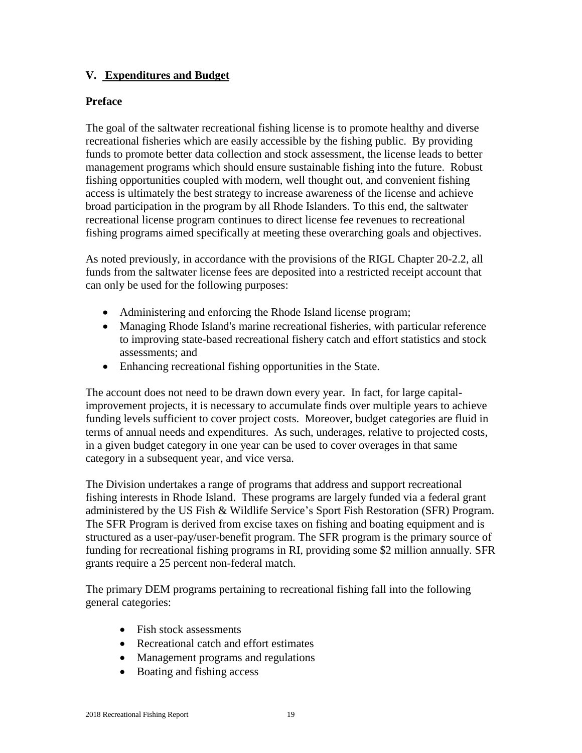## V. Expenditures and Budget

### Preface

The goal of the saltwater recreational fishing license is to promote healthy and diverse recreational fisheries which are easily accessible by the fishing public. By providing funds to promote better data collection and stock assessment, the license leads to better management programs which should ensure sustainable fishing into the future. Robust fishing opportunities coupled with modern, well thought out, and convenient fishing access is ultimately the best strategy to increase awareness of the license and achieve broad participation in the program by all Rhode Islanders. To this end, the saltwater recreational license program continues to direct license fee revenues to recreational fishing programs aimed specifically at meeting these overarching goals and objectives.

As noted previously, in accordance with the provisions of the RIGL Chapter 20-2.2, all funds from the saltwater license fees are deposited into a restricted receipt account that can only be used for the following purposes:

- Administering and enforcing the Rhode Island license program;
- Managing Rhode Island's marine recreational fisheries, with particular reference to improving state-based recreational fishery catch and effort statistics and stock assessments; and
- Enhancing recreational fishing opportunities in the State.

The account does not need to be drawn down every year. In fact, for large capital-improvement projects, it is necessary to accumulate finds over multiple years to achieve funding levels sufficient to cover project costs. Moreover, budget categories are fluid in terms of annual needs and expenditures. As such, underages, relative to projected costs, in a given budget category in one year can be used to cover overages in that same category in a subsequent year, and vice versa.

The Division undertakes a range of programs that address and support recreational fishing interests in Rhode Island. These programs are largely funded via a federal grant administered by the US Fish & Wildlife Service's Sport Fish Restoration (SFR) Program. The SFR Program is derived from excise taxes on fishing and boating equipment and is structured as a user-pay/user-benefit program. The SFR program is the primary source of funding for recreational fishing programs in RI, providing some $2 million annually. SFR grants require a 25 percent non-federal match.

The primary DEM programs pertaining to recreational fishing fall into the following general categories:

- Fish stock assessments
- Recreational catch and effort estimates
- Management programs and regulations
- Boating and fishing access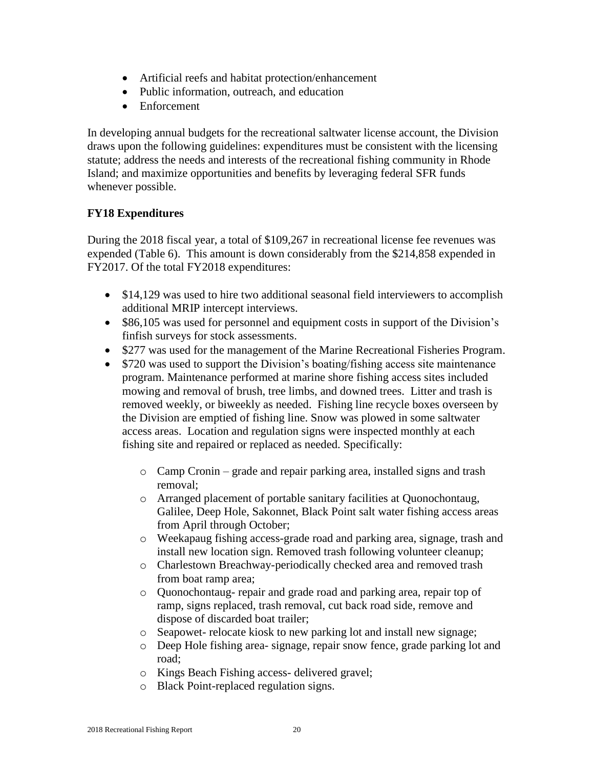- Artificial reefs and habitat protection/enhancement
- Public information, outreach, and education
- Enforcement

In developing annual budgets for the recreational saltwater license account, the Division draws upon the following guidelines: expenditures must be consistent with the licensing statute; address the needs and interests of the recreational fishing community in Rhode Island; and maximize opportunities and benefits by leveraging federal SFR funds whenever possible.

**FY18 Expenditures**

During the 2018 fiscal year, a total of $109,267 in recreational license fee revenues was expended (Table 6). This amount is down considerably from the $214,858 expended in FY2017. Of the total FY2018 expenditures:

- $14,129 was used to hire two additional seasonal field interviewers to accomplish additional MRIP intercept interviews.
- $86,105 was used for personnel and equipment costs in support of the Division's finfish surveys for stock assessments.
- $277 was used for the management of the Marine Recreational Fisheries Program.
- $720 was used to support the Division's boating/fishing access site maintenance program. Maintenance performed at marine shore fishing access sites included mowing and removal of brush, tree limbs, and downed trees. Litter and trash is removed weekly, or biweekly as needed. Fishing line recycle boxes overseen by the Division are emptied of fishing line. Snow was plowed in some saltwater access areas. Location and regulation signs were inspected monthly at each fishing site and repaired or replaced as needed. Specifically:
    - Camp Cronin – grade and repair parking area, installed signs and trash removal;
    - Arranged placement of portable sanitary facilities at Quonochontaug, Galilee, Deep Hole, Sakonnet, Black Point salt water fishing access areas from April through October;
    - Weekapaug fishing access-grade road and parking area, signage, trash and install new location sign. Removed trash following volunteer cleanup;
    - Charlestown Breachway-periodically checked area and removed trash from boat ramp area;
    - Quonochontaug- repair and grade road and parking area, repair top of ramp, signs replaced, trash removal, cut back road side, remove and dispose of discarded boat trailer;
    - Seapowet- relocate kiosk to new parking lot and install new signage;
    - Deep Hole fishing area- signage, repair snow fence, grade parking lot and road;
    - Kings Beach Fishing access- delivered gravel;
    - Black Point-replaced regulation signs.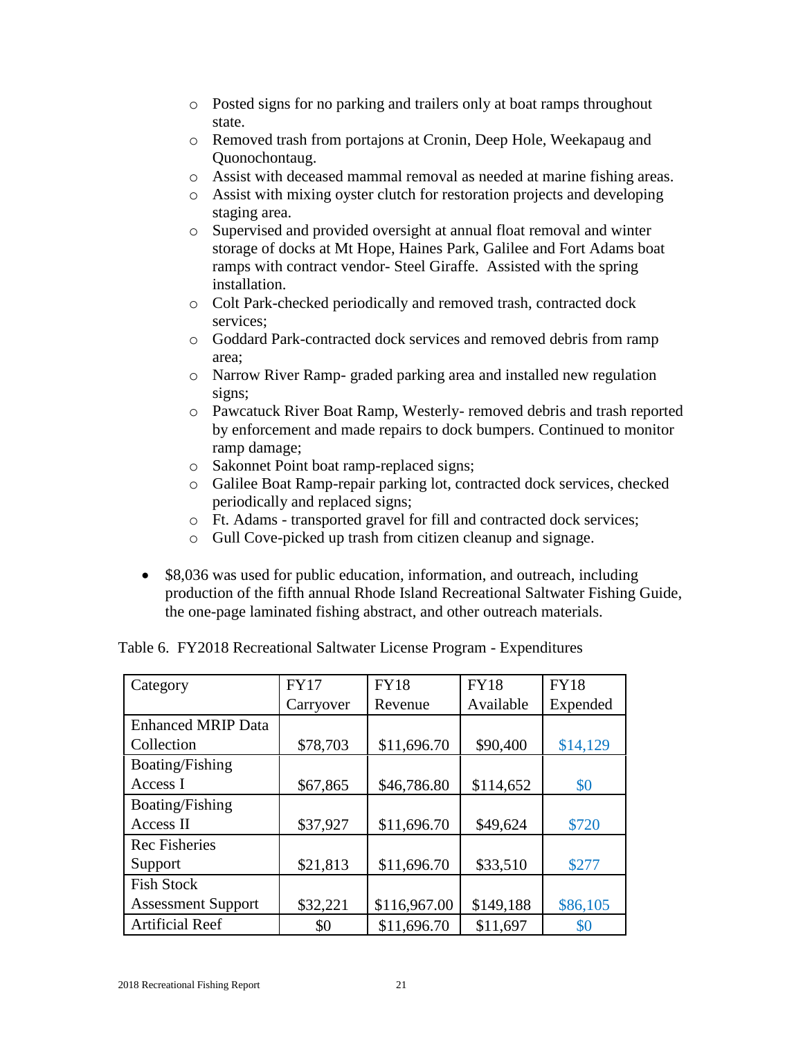- Posted signs for no parking and trailers only at boat ramps throughout state.
- Removed trash from portajons at Cronin, Deep Hole, Weekapaug and Quonochontaug.
- Assist with deceased mammal removal as needed at marine fishing areas.
- Assist with mixing oyster clutch for restoration projects and developing staging area.
- Supervised and provided oversight at annual float removal and winter storage of docks at Mt Hope, Haines Park, Galilee and Fort Adams boat ramps with contract vendor- Steel Giraffe. Assisted with the spring installation.
- Colt Park-checked periodically and removed trash, contracted dock services;
- Goddard Park-contracted dock services and removed debris from ramp area;
- Narrow River Ramp- graded parking area and installed new regulation signs;
- Pawcatuck River Boat Ramp, Westerly- removed debris and trash reported by enforcement and made repairs to dock bumpers. Continued to monitor ramp damage;
- Sakonnet Point boat ramp-replaced signs;
- Galilee Boat Ramp-repair parking lot, contracted dock services, checked periodically and replaced signs;
- Ft. Adams - transported gravel for fill and contracted dock services;
- Gull Cove-picked up trash from citizen cleanup and signage.

- $8,036 was used for public education, information, and outreach, including production of the fifth annual Rhode Island Recreational Saltwater Fishing Guide, the one-page laminated fishing abstract, and other outreach materials.

Table 6. FY2018 Recreational Saltwater License Program - Expenditures

| Category | FY17 Carryover | FY18 Revenue | FY18 Available | FY18 Expended |
|---|---|---|---|---|
| Enhanced MRIP Data Collection | $78,703 | $11,696.70 | $90,400 | $14,129 |
| Boating/Fishing Access I | $67,865 | $46,786.80 | $114,652 | $0 |
| Boating/Fishing Access II | $37,927 | $11,696.70 | $49,624 | $720 |
| Rec Fisheries Support | $21,813 | $11,696.70 | $33,510 | $277 |
| Fish Stock Assessment Support | $32,221 | $116,967.00 | $149,188 | $86,105 |
| Artificial Reef | $0 | $11,696.70 | $11,697 | $0 |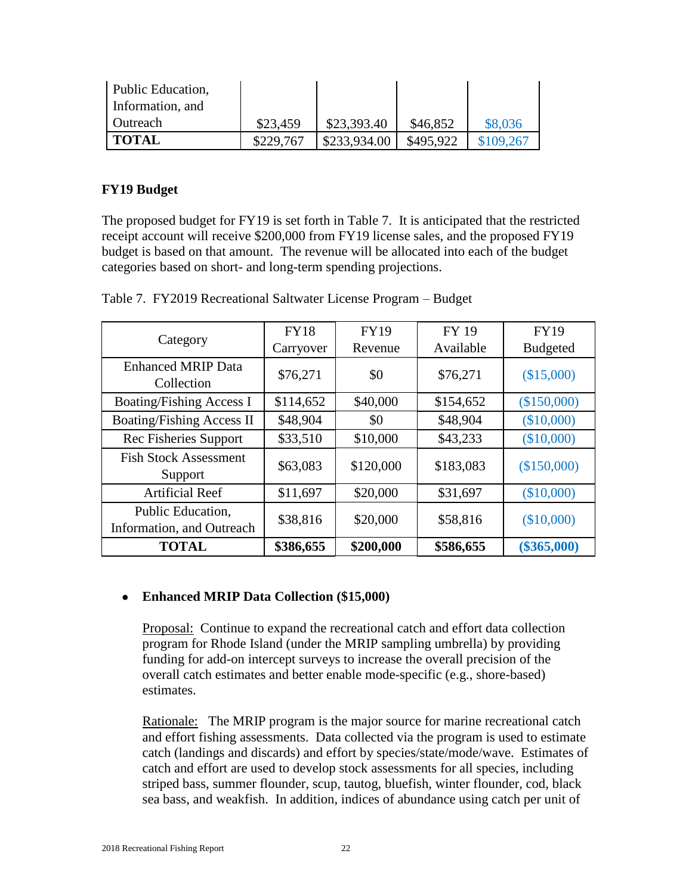| Public Education, Information, and Outreach | $23,459 | $23,393.40 | $46,852 | $8,036 |
|---|---|---|---|---|
| **TOTAL** | $229,767 | $233,934.00 | $495,922 | $109,267 |

**FY19 Budget**

The proposed budget for FY19 is set forth in Table 7. It is anticipated that the restricted receipt account will receive $200,000 from FY19 license sales, and the proposed FY19 budget is based on that amount. The revenue will be allocated into each of the budget categories based on short- and long-term spending projections.

Table 7. FY2019 Recreational Saltwater License Program – Budget

| Category | FY18 Carryover | FY19 Revenue | FY 19 Available | FY19 Budgeted |
|---|---|---|---|---|
| Enhanced MRIP Data Collection | $76,271 | $0 | $76,271 | ($15,000) |
| Boating/Fishing Access I | $114,652 | $40,000 | $154,652 | ($150,000) |
| Boating/Fishing Access II | $48,904 | $0 | $48,904 | ($10,000) |
| Rec Fisheries Support | $33,510 | $10,000 | $43,233 | ($10,000) |
| Fish Stock Assessment Support | $63,083 | $120,000 | $183,083 | ($150,000) |
| Artificial Reef | $11,697 | $20,000 | $31,697 | ($10,000) |
| Public Education, Information, and Outreach | $38,816 | $20,000 | $58,816 | ($10,000) |
| **TOTAL** | **$386,655** | **$200,000** | **$586,655** | **($365,000)** |

- **Enhanced MRIP Data Collection ($15,000)**

  Proposal: Continue to expand the recreational catch and effort data collection program for Rhode Island (under the MRIP sampling umbrella) by providing funding for add-on intercept surveys to increase the overall precision of the overall catch estimates and better enable mode-specific (e.g., shore-based) estimates.

  Rationale: The MRIP program is the major source for marine recreational catch and effort fishing assessments. Data collected via the program is used to estimate catch (landings and discards) and effort by species/state/mode/wave. Estimates of catch and effort are used to develop stock assessments for all species, including striped bass, summer flounder, scup, tautog, bluefish, winter flounder, cod, black sea bass, and weakfish. In addition, indices of abundance using catch per unit of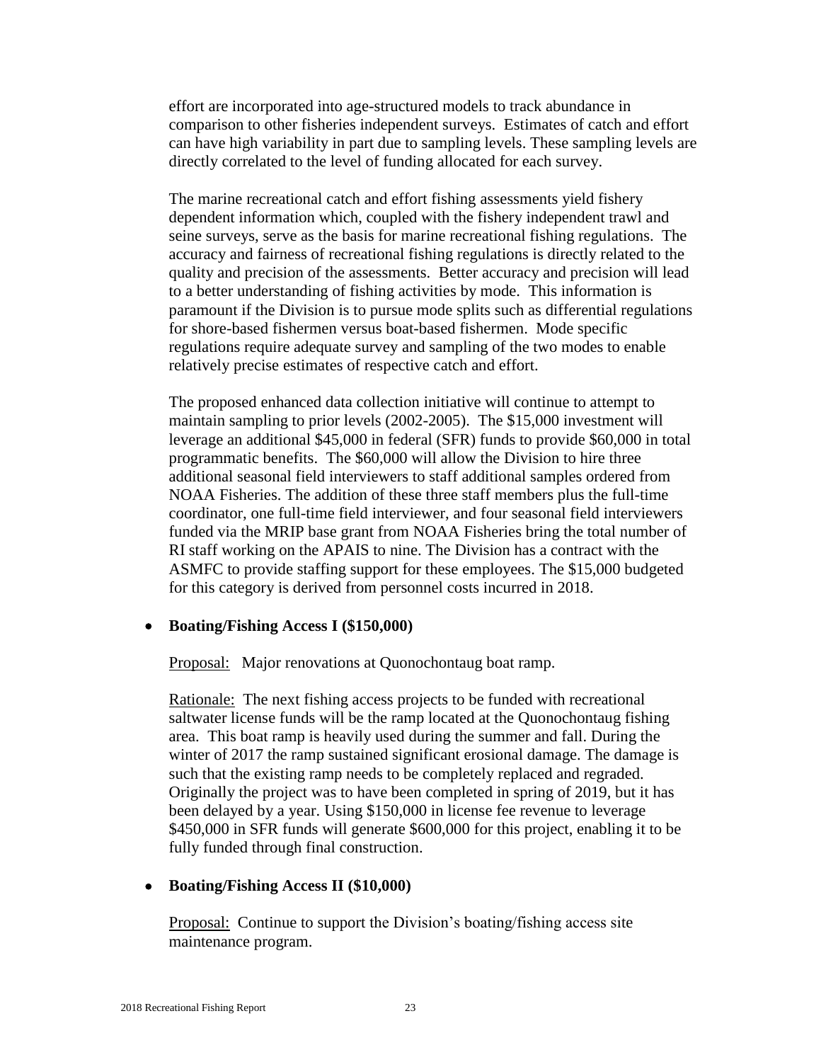effort are incorporated into age-structured models to track abundance in comparison to other fisheries independent surveys. Estimates of catch and effort can have high variability in part due to sampling levels. These sampling levels are directly correlated to the level of funding allocated for each survey.

The marine recreational catch and effort fishing assessments yield fishery dependent information which, coupled with the fishery independent trawl and seine surveys, serve as the basis for marine recreational fishing regulations. The accuracy and fairness of recreational fishing regulations is directly related to the quality and precision of the assessments. Better accuracy and precision will lead to a better understanding of fishing activities by mode. This information is paramount if the Division is to pursue mode splits such as differential regulations for shore-based fishermen versus boat-based fishermen. Mode specific regulations require adequate survey and sampling of the two modes to enable relatively precise estimates of respective catch and effort.

The proposed enhanced data collection initiative will continue to attempt to maintain sampling to prior levels (2002-2005). The $15,000 investment will leverage an additional $45,000 in federal (SFR) funds to provide $60,000 in total programmatic benefits. The $60,000 will allow the Division to hire three additional seasonal field interviewers to staff additional samples ordered from NOAA Fisheries. The addition of these three staff members plus the full-time coordinator, one full-time field interviewer, and four seasonal field interviewers funded via the MRIP base grant from NOAA Fisheries bring the total number of RI staff working on the APAIS to nine. The Division has a contract with the ASMFC to provide staffing support for these employees. The $15,000 budgeted for this category is derived from personnel costs incurred in 2018.

- **Boating/Fishing Access I ($150,000)**

  Proposal: Major renovations at Quonochontaug boat ramp.

  Rationale: The next fishing access projects to be funded with recreational saltwater license funds will be the ramp located at the Quonochontaug fishing area. This boat ramp is heavily used during the summer and fall. During the winter of 2017 the ramp sustained significant erosional damage. The damage is such that the existing ramp needs to be completely replaced and regraded. Originally the project was to have been completed in spring of 2019, but it has been delayed by a year. Using $150,000 in license fee revenue to leverage $450,000 in SFR funds will generate $600,000 for this project, enabling it to be fully funded through final construction.

- **Boating/Fishing Access II ($10,000)**

  Proposal: Continue to support the Division's boating/fishing access site maintenance program.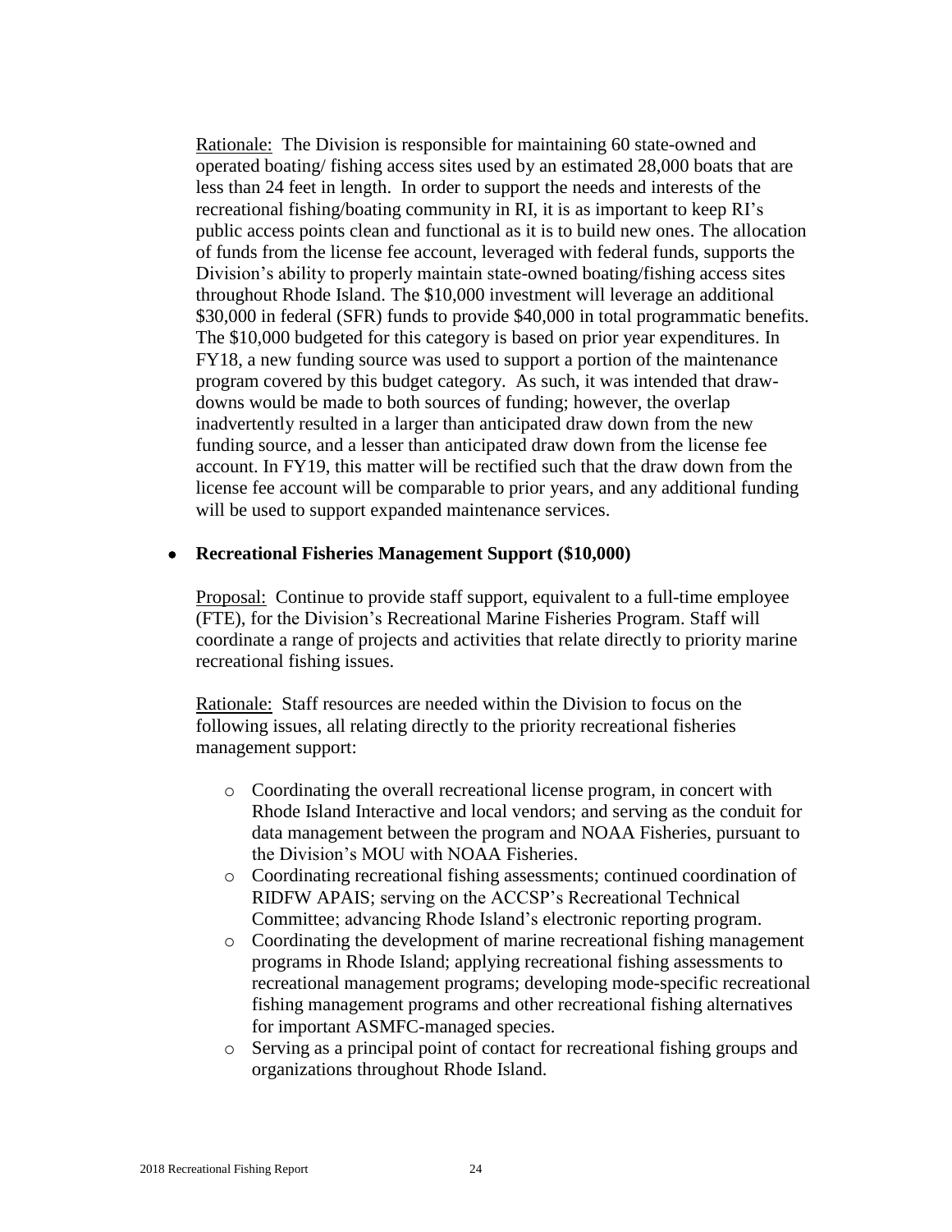Rationale: The Division is responsible for maintaining 60 state-owned and operated boating/ fishing access sites used by an estimated 28,000 boats that are less than 24 feet in length. In order to support the needs and interests of the recreational fishing/boating community in RI, it is as important to keep RI's public access points clean and functional as it is to build new ones. The allocation of funds from the license fee account, leveraged with federal funds, supports the Division's ability to properly maintain state-owned boating/fishing access sites throughout Rhode Island. The $10,000 investment will leverage an additional $30,000 in federal (SFR) funds to provide $40,000 in total programmatic benefits. The $10,000 budgeted for this category is based on prior year expenditures. In FY18, a new funding source was used to support a portion of the maintenance program covered by this budget category. As such, it was intended that draw-downs would be made to both sources of funding; however, the overlap inadvertently resulted in a larger than anticipated draw down from the new funding source, and a lesser than anticipated draw down from the license fee account. In FY19, this matter will be rectified such that the draw down from the license fee account will be comparable to prior years, and any additional funding will be used to support expanded maintenance services.

- **Recreational Fisheries Management Support ($10,000)**

  Proposal: Continue to provide staff support, equivalent to a full-time employee (FTE), for the Division's Recreational Marine Fisheries Program. Staff will coordinate a range of projects and activities that relate directly to priority marine recreational fishing issues.

  Rationale: Staff resources are needed within the Division to focus on the following issues, all relating directly to the priority recreational fisheries management support:

  - Coordinating the overall recreational license program, in concert with Rhode Island Interactive and local vendors; and serving as the conduit for data management between the program and NOAA Fisheries, pursuant to the Division's MOU with NOAA Fisheries.
  - Coordinating recreational fishing assessments; continued coordination of RIDFW APAIS; serving on the ACCSP's Recreational Technical Committee; advancing Rhode Island's electronic reporting program.
  - Coordinating the development of marine recreational fishing management programs in Rhode Island; applying recreational fishing assessments to recreational management programs; developing mode-specific recreational fishing management programs and other recreational fishing alternatives for important ASMFC-managed species.
  - Serving as a principal point of contact for recreational fishing groups and organizations throughout Rhode Island.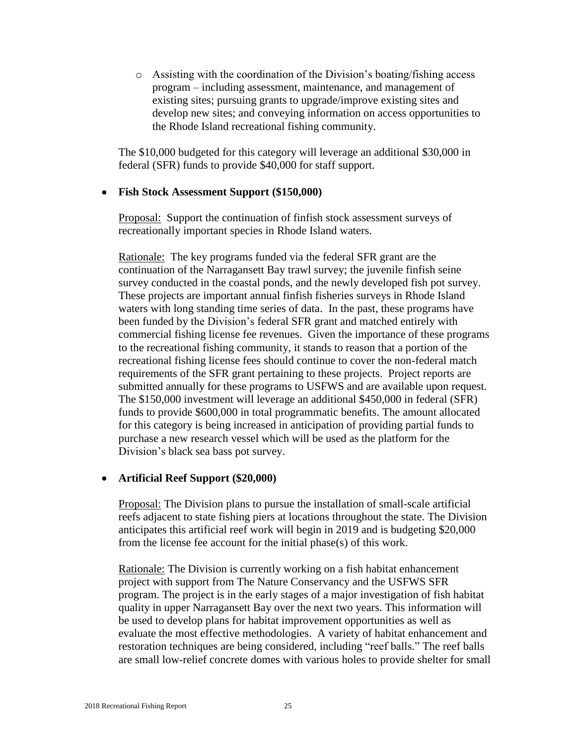- Assisting with the coordination of the Division's boating/fishing access program – including assessment, maintenance, and management of existing sites; pursuing grants to upgrade/improve existing sites and develop new sites; and conveying information on access opportunities to the Rhode Island recreational fishing community.

The $10,000 budgeted for this category will leverage an additional $30,000 in federal (SFR) funds to provide $40,000 for staff support.

- **Fish Stock Assessment Support ($150,000)**

  Proposal: Support the continuation of finfish stock assessment surveys of recreationally important species in Rhode Island waters.

  Rationale: The key programs funded via the federal SFR grant are the continuation of the Narragansett Bay trawl survey; the juvenile finfish seine survey conducted in the coastal ponds, and the newly developed fish pot survey. These projects are important annual finfish fisheries surveys in Rhode Island waters with long standing time series of data. In the past, these programs have been funded by the Division's federal SFR grant and matched entirely with commercial fishing license fee revenues. Given the importance of these programs to the recreational fishing community, it stands to reason that a portion of the recreational fishing license fees should continue to cover the non-federal match requirements of the SFR grant pertaining to these projects. Project reports are submitted annually for these programs to USFWS and are available upon request. The $150,000 investment will leverage an additional $450,000 in federal (SFR) funds to provide $600,000 in total programmatic benefits. The amount allocated for this category is being increased in anticipation of providing partial funds to purchase a new research vessel which will be used as the platform for the Division's black sea bass pot survey.

- **Artificial Reef Support ($20,000)**

  Proposal: The Division plans to pursue the installation of small-scale artificial reefs adjacent to state fishing piers at locations throughout the state. The Division anticipates this artificial reef work will begin in 2019 and is budgeting $20,000 from the license fee account for the initial phase(s) of this work.

  Rationale: The Division is currently working on a fish habitat enhancement project with support from The Nature Conservancy and the USFWS SFR program. The project is in the early stages of a major investigation of fish habitat quality in upper Narragansett Bay over the next two years. This information will be used to develop plans for habitat improvement opportunities as well as evaluate the most effective methodologies. A variety of habitat enhancement and restoration techniques are being considered, including "reef balls." The reef balls are small low-relief concrete domes with various holes to provide shelter for small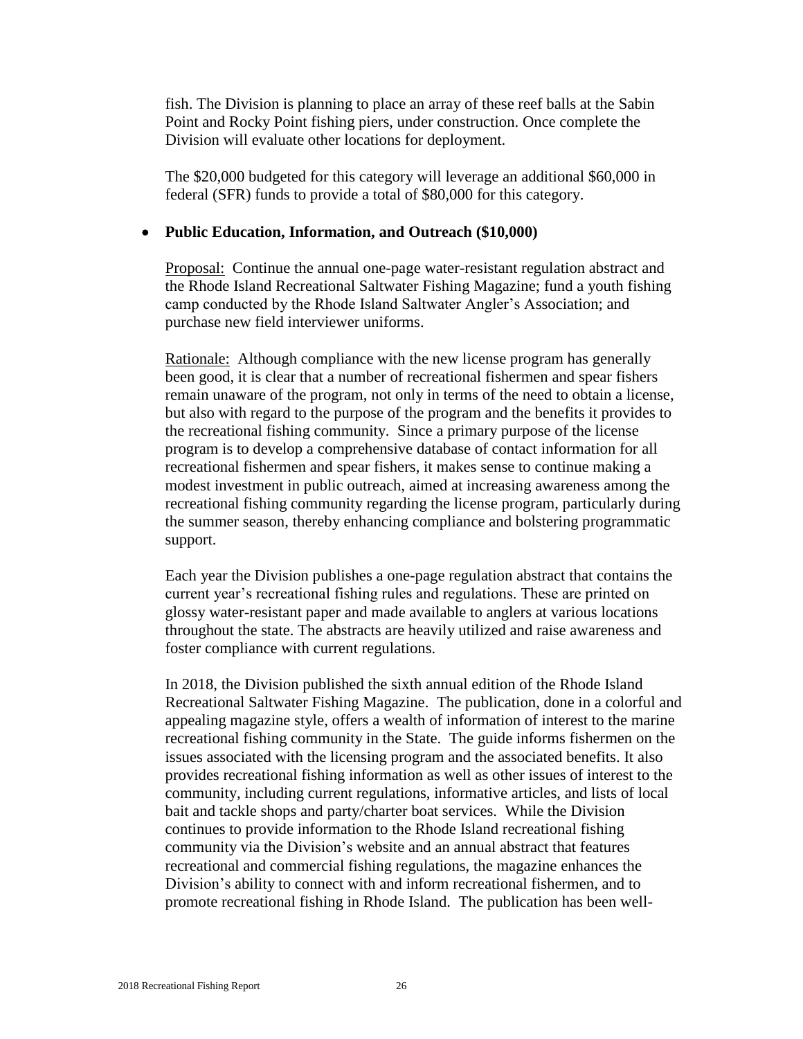fish. The Division is planning to place an array of these reef balls at the Sabin Point and Rocky Point fishing piers, under construction. Once complete the Division will evaluate other locations for deployment.

The $20,000 budgeted for this category will leverage an additional $60,000 in federal (SFR) funds to provide a total of $80,000 for this category.

- **Public Education, Information, and Outreach ($10,000)**

Proposal: Continue the annual one-page water-resistant regulation abstract and the Rhode Island Recreational Saltwater Fishing Magazine; fund a youth fishing camp conducted by the Rhode Island Saltwater Angler's Association; and purchase new field interviewer uniforms.

Rationale: Although compliance with the new license program has generally been good, it is clear that a number of recreational fishermen and spear fishers remain unaware of the program, not only in terms of the need to obtain a license, but also with regard to the purpose of the program and the benefits it provides to the recreational fishing community. Since a primary purpose of the license program is to develop a comprehensive database of contact information for all recreational fishermen and spear fishers, it makes sense to continue making a modest investment in public outreach, aimed at increasing awareness among the recreational fishing community regarding the license program, particularly during the summer season, thereby enhancing compliance and bolstering programmatic support.

Each year the Division publishes a one-page regulation abstract that contains the current year's recreational fishing rules and regulations. These are printed on glossy water-resistant paper and made available to anglers at various locations throughout the state. The abstracts are heavily utilized and raise awareness and foster compliance with current regulations.

In 2018, the Division published the sixth annual edition of the Rhode Island Recreational Saltwater Fishing Magazine. The publication, done in a colorful and appealing magazine style, offers a wealth of information of interest to the marine recreational fishing community in the State. The guide informs fishermen on the issues associated with the licensing program and the associated benefits. It also provides recreational fishing information as well as other issues of interest to the community, including current regulations, informative articles, and lists of local bait and tackle shops and party/charter boat services. While the Division continues to provide information to the Rhode Island recreational fishing community via the Division's website and an annual abstract that features recreational and commercial fishing regulations, the magazine enhances the Division's ability to connect with and inform recreational fishermen, and to promote recreational fishing in Rhode Island. The publication has been well-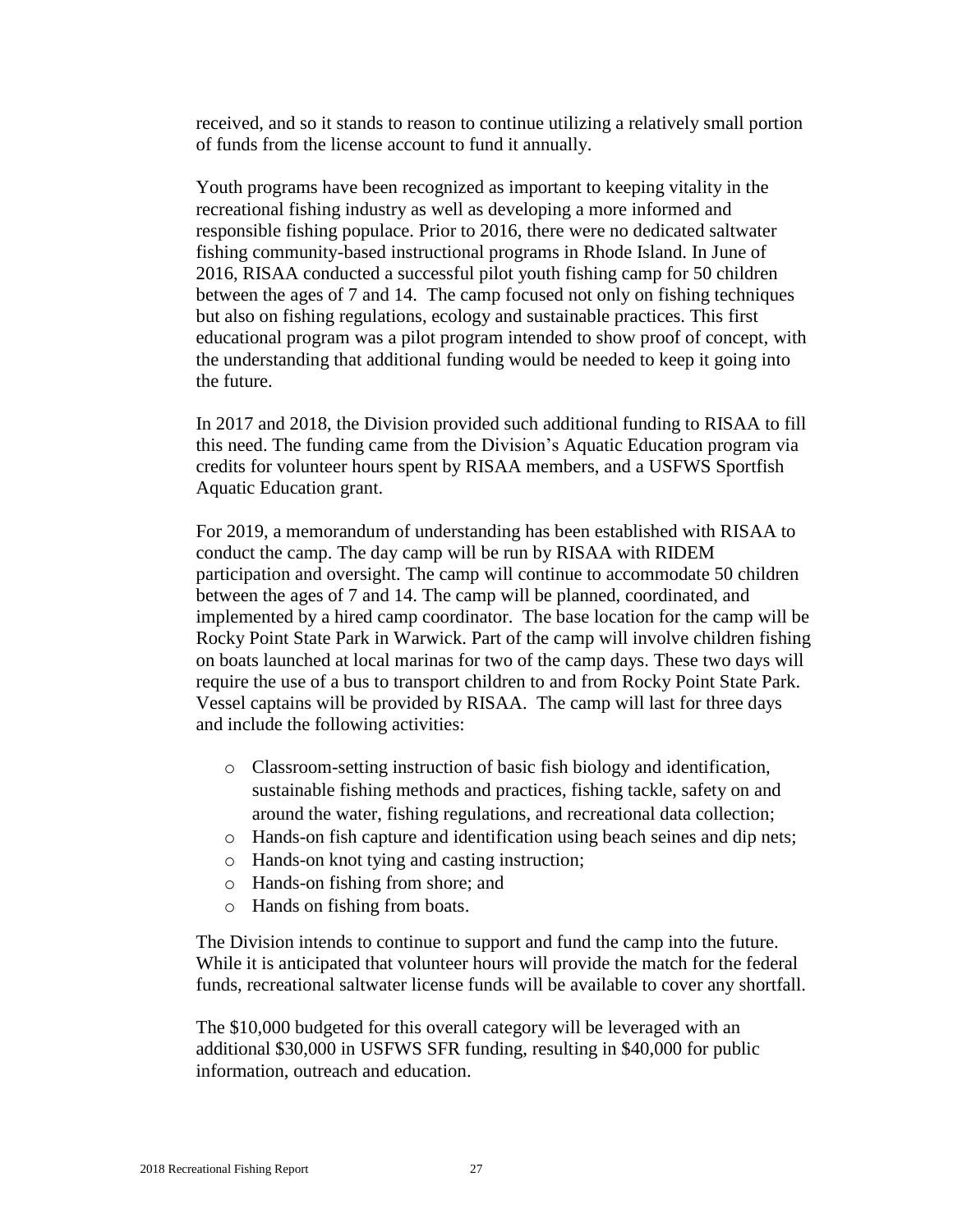received, and so it stands to reason to continue utilizing a relatively small portion of funds from the license account to fund it annually.

Youth programs have been recognized as important to keeping vitality in the recreational fishing industry as well as developing a more informed and responsible fishing populace. Prior to 2016, there were no dedicated saltwater fishing community-based instructional programs in Rhode Island. In June of 2016, RISAA conducted a successful pilot youth fishing camp for 50 children between the ages of 7 and 14. The camp focused not only on fishing techniques but also on fishing regulations, ecology and sustainable practices. This first educational program was a pilot program intended to show proof of concept, with the understanding that additional funding would be needed to keep it going into the future.

In 2017 and 2018, the Division provided such additional funding to RISAA to fill this need. The funding came from the Division's Aquatic Education program via credits for volunteer hours spent by RISAA members, and a USFWS Sportfish Aquatic Education grant.

For 2019, a memorandum of understanding has been established with RISAA to conduct the camp. The day camp will be run by RISAA with RIDEM participation and oversight. The camp will continue to accommodate 50 children between the ages of 7 and 14. The camp will be planned, coordinated, and implemented by a hired camp coordinator. The base location for the camp will be Rocky Point State Park in Warwick. Part of the camp will involve children fishing on boats launched at local marinas for two of the camp days. These two days will require the use of a bus to transport children to and from Rocky Point State Park. Vessel captains will be provided by RISAA. The camp will last for three days and include the following activities:

- Classroom-setting instruction of basic fish biology and identification, sustainable fishing methods and practices, fishing tackle, safety on and around the water, fishing regulations, and recreational data collection;
- Hands-on fish capture and identification using beach seines and dip nets;
- Hands-on knot tying and casting instruction;
- Hands-on fishing from shore; and
- Hands on fishing from boats.

The Division intends to continue to support and fund the camp into the future. While it is anticipated that volunteer hours will provide the match for the federal funds, recreational saltwater license funds will be available to cover any shortfall.

The $10,000 budgeted for this overall category will be leveraged with an additional $30,000 in USFWS SFR funding, resulting in $40,000 for public information, outreach and education.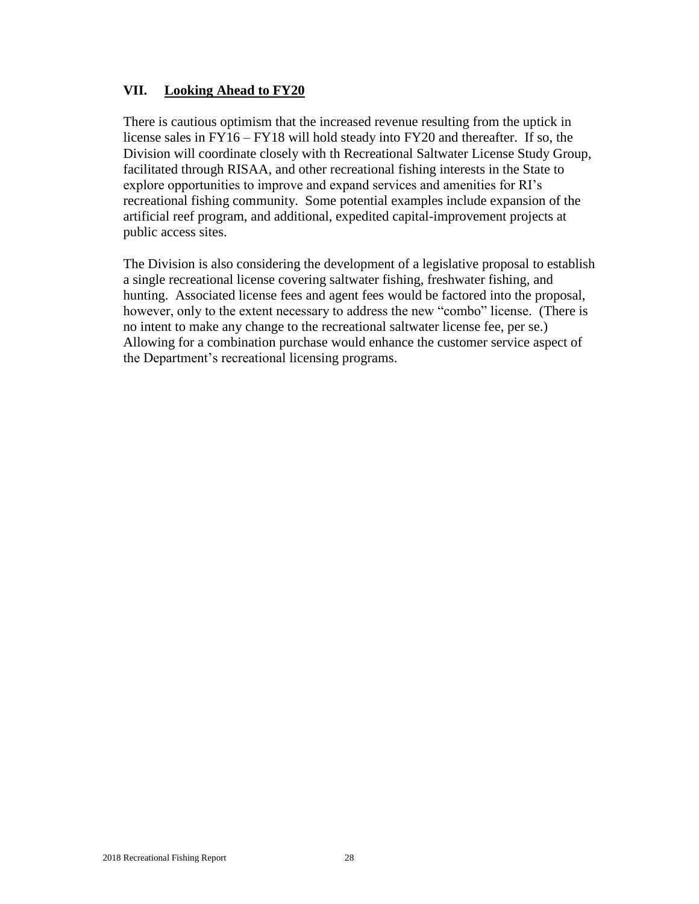## VII. Looking Ahead to FY20

There is cautious optimism that the increased revenue resulting from the uptick in license sales in FY16 – FY18 will hold steady into FY20 and thereafter. If so, the Division will coordinate closely with th Recreational Saltwater License Study Group, facilitated through RISAA, and other recreational fishing interests in the State to explore opportunities to improve and expand services and amenities for RI's recreational fishing community. Some potential examples include expansion of the artificial reef program, and additional, expedited capital-improvement projects at public access sites.

The Division is also considering the development of a legislative proposal to establish a single recreational license covering saltwater fishing, freshwater fishing, and hunting. Associated license fees and agent fees would be factored into the proposal, however, only to the extent necessary to address the new "combo" license. (There is no intent to make any change to the recreational saltwater license fee, per se.) Allowing for a combination purchase would enhance the customer service aspect of the Department's recreational licensing programs.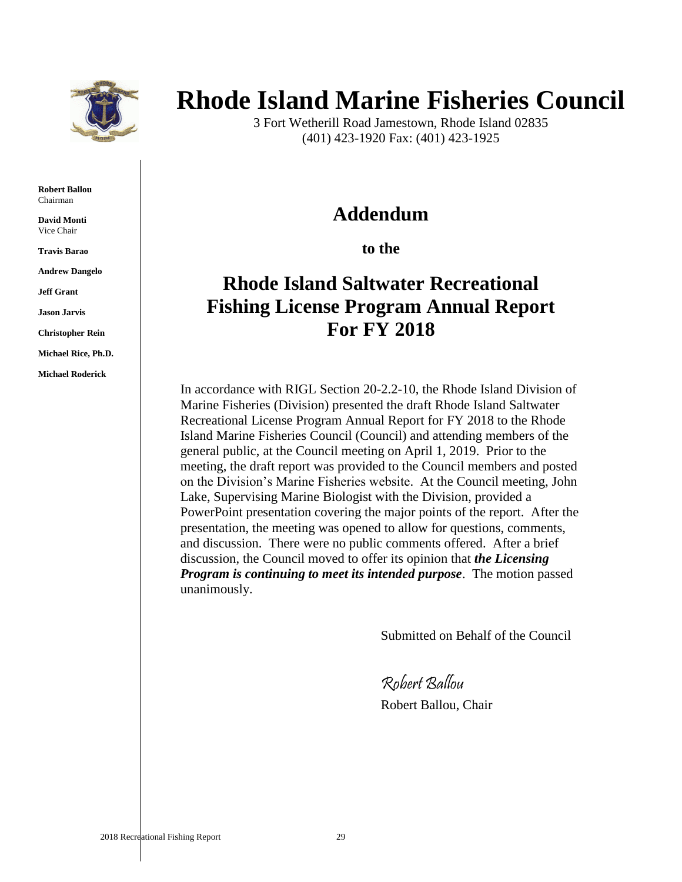# Rhode Island Marine Fisheries Council

3 Fort Wetherill Road Jamestown, Rhode Island 02835
(401) 423-1920 Fax: (401) 423-1925

**Robert Ballou**
Chairman

**David Monti**
Vice Chair

**Travis Barao**

**Andrew Dangelo**

**Jeff Grant**

**Jason Jarvis**

**Christopher Rein**

**Michael Rice, Ph.D.**

**Michael Roderick**

## Addendum

**to the**

## Rhode Island Saltwater Recreational Fishing License Program Annual Report For FY 2018

In accordance with RIGL Section 20-2.2-10, the Rhode Island Division of Marine Fisheries (Division) presented the draft Rhode Island Saltwater Recreational License Program Annual Report for FY 2018 to the Rhode Island Marine Fisheries Council (Council) and attending members of the general public, at the Council meeting on April 1, 2019. Prior to the meeting, the draft report was provided to the Council members and posted on the Division's Marine Fisheries website. At the Council meeting, John Lake, Supervising Marine Biologist with the Division, provided a PowerPoint presentation covering the major points of the report. After the presentation, the meeting was opened to allow for questions, comments, and discussion. There were no public comments offered. After a brief discussion, the Council moved to offer its opinion that ***the Licensing Program is continuing to meet its intended purpose***. The motion passed unanimously.

Submitted on Behalf of the Council

*Robert Ballou*
Robert Ballou, Chair